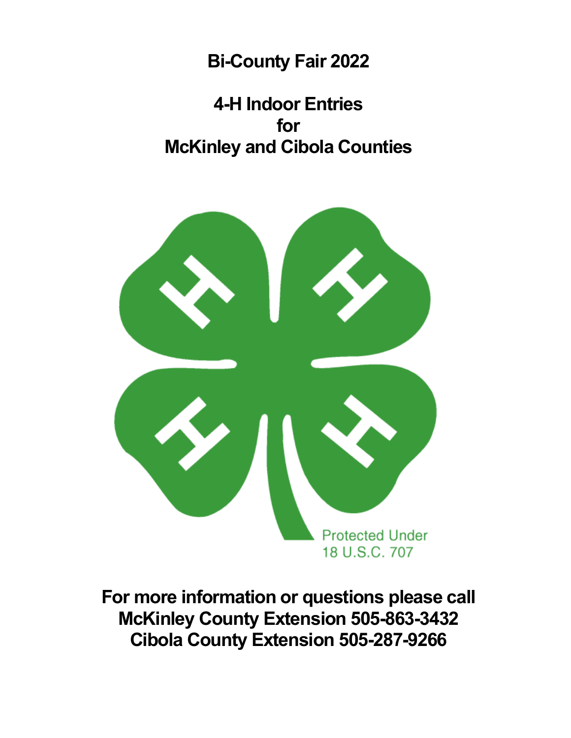# Bi-County Fair 2022

## 4-H Indoor Entries for McKinley and Cibola Counties

Protected Under 18 U.S.C. 707

**For more information or questions please call**
**McKinley County Extension 505-863-3432**
**Cibola County Extension 505-287-9266**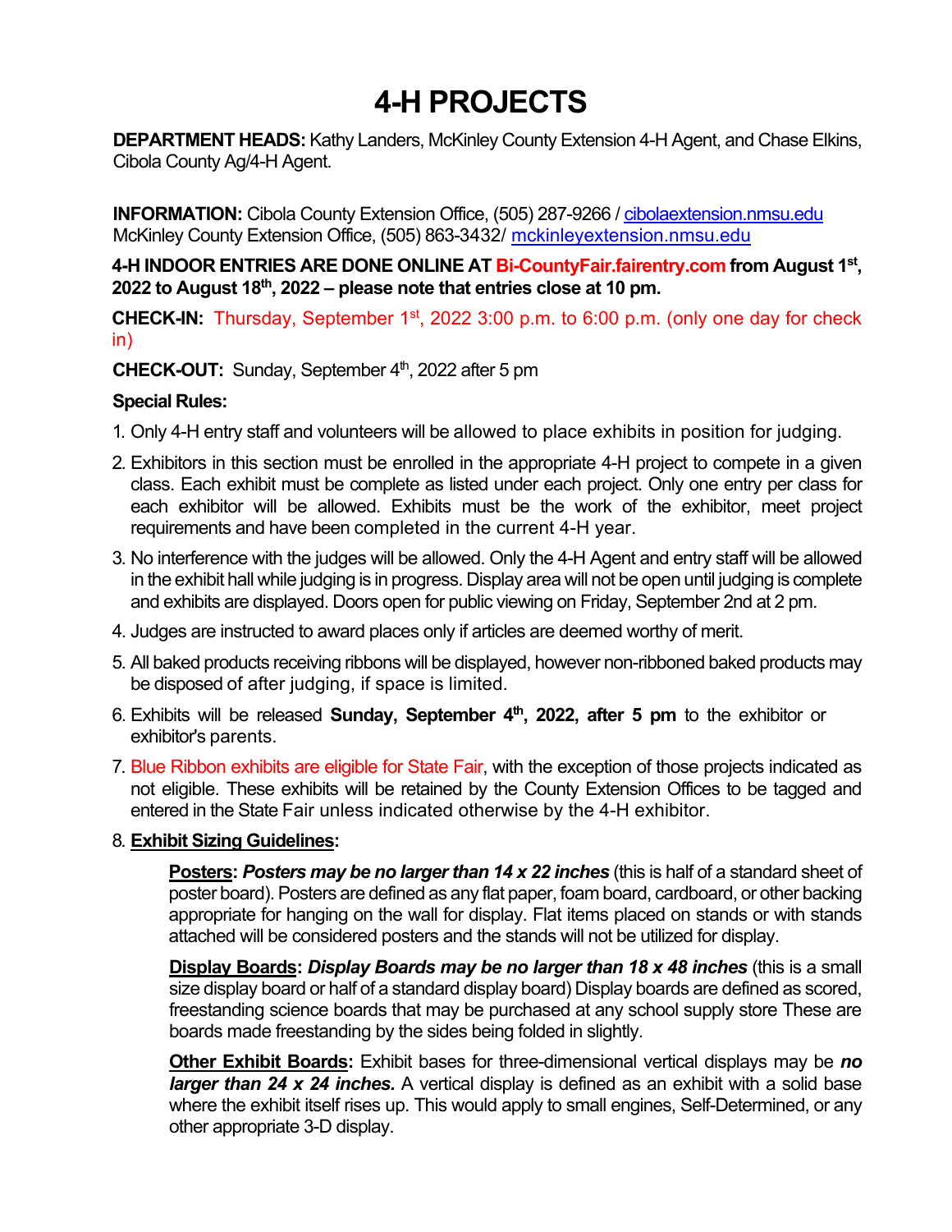# 4-H PROJECTS

**DEPARTMENT HEADS:** Kathy Landers, McKinley County Extension 4-H Agent, and Chase Elkins, Cibola County Ag/4-H Agent.

**INFORMATION:** Cibola County Extension Office, (505) 287-9266 / cibolaextension.nmsu.edu
McKinley County Extension Office, (505) 863-3432/ mckinleyextension.nmsu.edu

**4-H INDOOR ENTRIES ARE DONE ONLINE AT Bi-CountyFair.fairentry.com from August 1st, 2022 to August 18th, 2022 – please note that entries close at 10 pm.**

**CHECK-IN:** Thursday, September 1st, 2022 3:00 p.m. to 6:00 p.m. (only one day for check in)

**CHECK-OUT:** Sunday, September 4th, 2022 after 5 pm

**Special Rules:**

1. Only 4-H entry staff and volunteers will be allowed to place exhibits in position for judging.
2. Exhibitors in this section must be enrolled in the appropriate 4-H project to compete in a given class. Each exhibit must be complete as listed under each project. Only one entry per class for each exhibitor will be allowed. Exhibits must be the work of the exhibitor, meet project requirements and have been completed in the current 4-H year.
3. No interference with the judges will be allowed. Only the 4-H Agent and entry staff will be allowed in the exhibit hall while judging is in progress. Display area will not be open until judging is complete and exhibits are displayed. Doors open for public viewing on Friday, September 2nd at 2 pm.
4. Judges are instructed to award places only if articles are deemed worthy of merit.
5. All baked products receiving ribbons will be displayed, however non-ribboned baked products may be disposed of after judging, if space is limited.
6. Exhibits will be released **Sunday, September 4th, 2022, after 5 pm** to the exhibitor or exhibitor's parents.
7. Blue Ribbon exhibits are eligible for State Fair, with the exception of those projects indicated as not eligible. These exhibits will be retained by the County Extension Offices to be tagged and entered in the State Fair unless indicated otherwise by the 4-H exhibitor.
8. **Exhibit Sizing Guidelines:**

   **Posters:** ***Posters may be no larger than 14 x 22 inches*** (this is half of a standard sheet of poster board). Posters are defined as any flat paper, foam board, cardboard, or other backing appropriate for hanging on the wall for display. Flat items placed on stands or with stands attached will be considered posters and the stands will not be utilized for display.

   **Display Boards:** ***Display Boards may be no larger than 18 x 48 inches*** (this is a small size display board or half of a standard display board) Display boards are defined as scored, freestanding science boards that may be purchased at any school supply store These are boards made freestanding by the sides being folded in slightly.

   **Other Exhibit Boards:** Exhibit bases for three-dimensional vertical displays may be ***no larger than 24 x 24 inches.*** A vertical display is defined as an exhibit with a solid base where the exhibit itself rises up. This would apply to small engines, Self-Determined, or any other appropriate 3-D display.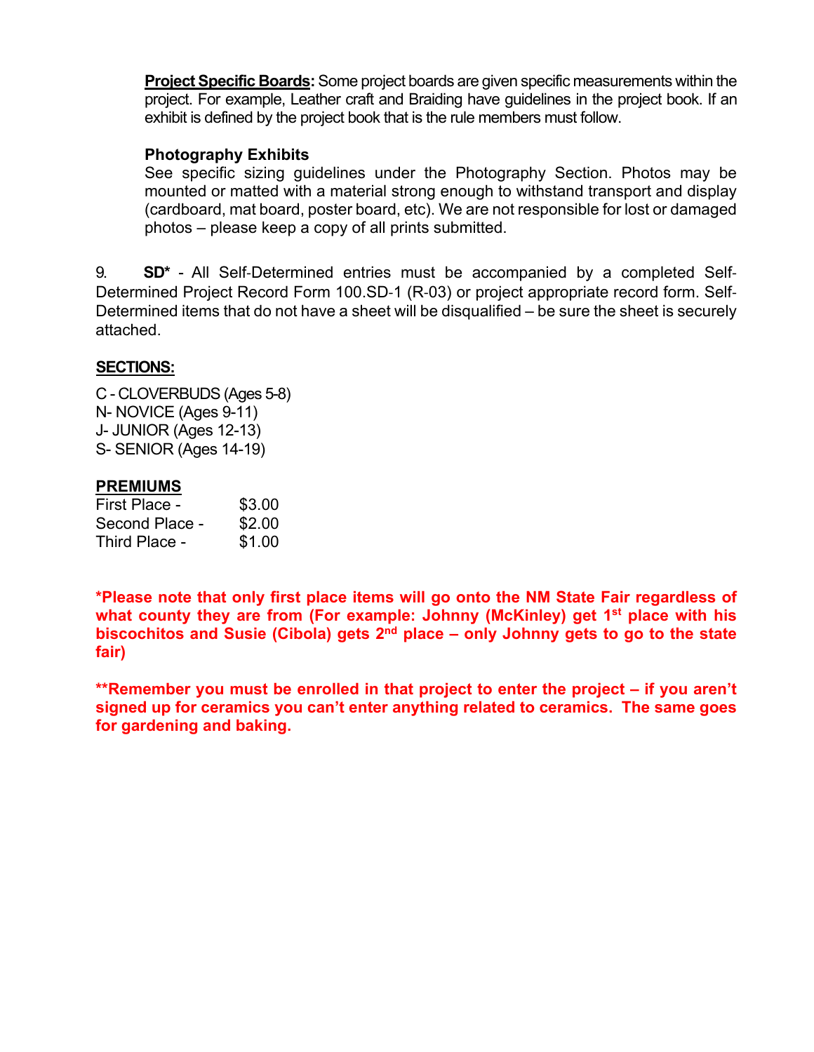**<u>Project Specific Boards</u>:** Some project boards are given specific measurements within the project. For example, Leather craft and Braiding have guidelines in the project book. If an exhibit is defined by the project book that is the rule members must follow.

**Photography Exhibits**
See specific sizing guidelines under the Photography Section. Photos may be mounted or matted with a material strong enough to withstand transport and display (cardboard, mat board, poster board, etc). We are not responsible for lost or damaged photos – please keep a copy of all prints submitted.

9. **SD*** - All Self-Determined entries must be accompanied by a completed Self-Determined Project Record Form 100.SD-1 (R-03) or project appropriate record form. Self-Determined items that do not have a sheet will be disqualified – be sure the sheet is securely attached.

**<u>SECTIONS:</u>**

C - CLOVERBUDS (Ages 5-8)
N- NOVICE (Ages 9-11)
J- JUNIOR (Ages 12-13)
S- SENIOR (Ages 14-19)

**<u>PREMIUMS</u>**

| | |
|---|---|
| First Place - | $3.00 |
| Second Place - | $2.00 |
| Third Place - | $1.00 |

***Please note that only first place items will go onto the NM State Fair regardless of what county they are from (For example: Johnny (McKinley) get 1st place with his biscochitos and Susie (Cibola) gets 2nd place – only Johnny gets to go to the state fair)**

****Remember you must be enrolled in that project to enter the project – if you aren't signed up for ceramics you can't enter anything related to ceramics. The same goes for gardening and baking.**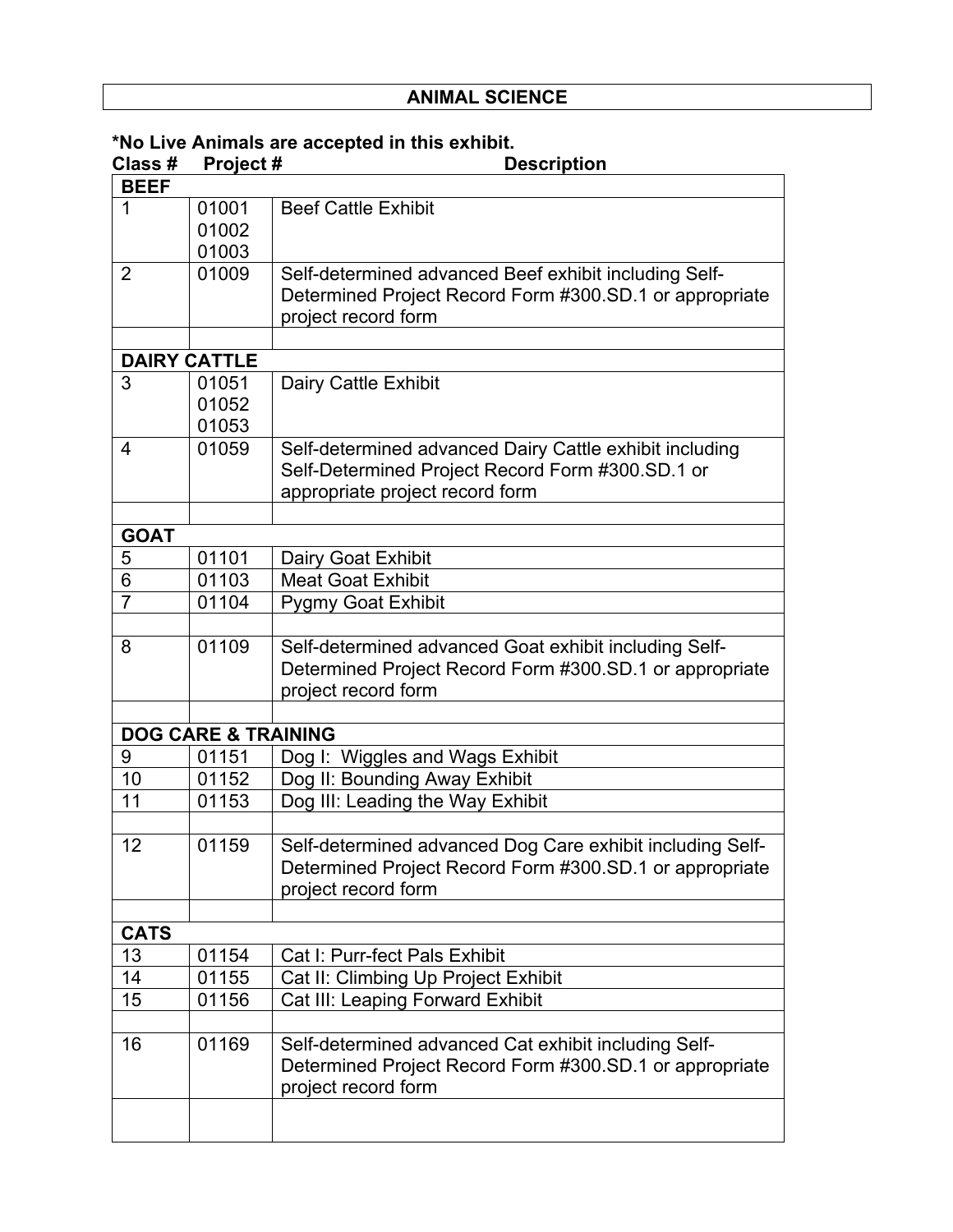# ANIMAL SCIENCE

**\*No Live Animals are accepted in this exhibit.**

| Class # | Project # | Description |
|---|---|---|
| **BEEF** | | |
| 1 | 01001<br>01002<br>01003 | Beef Cattle Exhibit |
| 2 | 01009 | Self-determined advanced Beef exhibit including Self-Determined Project Record Form #300.SD.1 or appropriate project record form |
| | | |
| **DAIRY CATTLE** | | |
| 3 | 01051<br>01052<br>01053 | Dairy Cattle Exhibit |
| 4 | 01059 | Self-determined advanced Dairy Cattle exhibit including Self-Determined Project Record Form #300.SD.1 or appropriate project record form |
| | | |
| **GOAT** | | |
| 5 | 01101 | Dairy Goat Exhibit |
| 6 | 01103 | Meat Goat Exhibit |
| 7 | 01104 | Pygmy Goat Exhibit |
| | | |
| 8 | 01109 | Self-determined advanced Goat exhibit including Self-Determined Project Record Form #300.SD.1 or appropriate project record form |
| | | |
| **DOG CARE & TRAINING** | | |
| 9 | 01151 | Dog I: Wiggles and Wags Exhibit |
| 10 | 01152 | Dog II: Bounding Away Exhibit |
| 11 | 01153 | Dog III: Leading the Way Exhibit |
| | | |
| 12 | 01159 | Self-determined advanced Dog Care exhibit including Self-Determined Project Record Form #300.SD.1 or appropriate project record form |
| | | |
| **CATS** | | |
| 13 | 01154 | Cat I: Purr-fect Pals Exhibit |
| 14 | 01155 | Cat II: Climbing Up Project Exhibit |
| 15 | 01156 | Cat III: Leaping Forward Exhibit |
| | | |
| 16 | 01169 | Self-determined advanced Cat exhibit including Self-Determined Project Record Form #300.SD.1 or appropriate project record form |
| | | |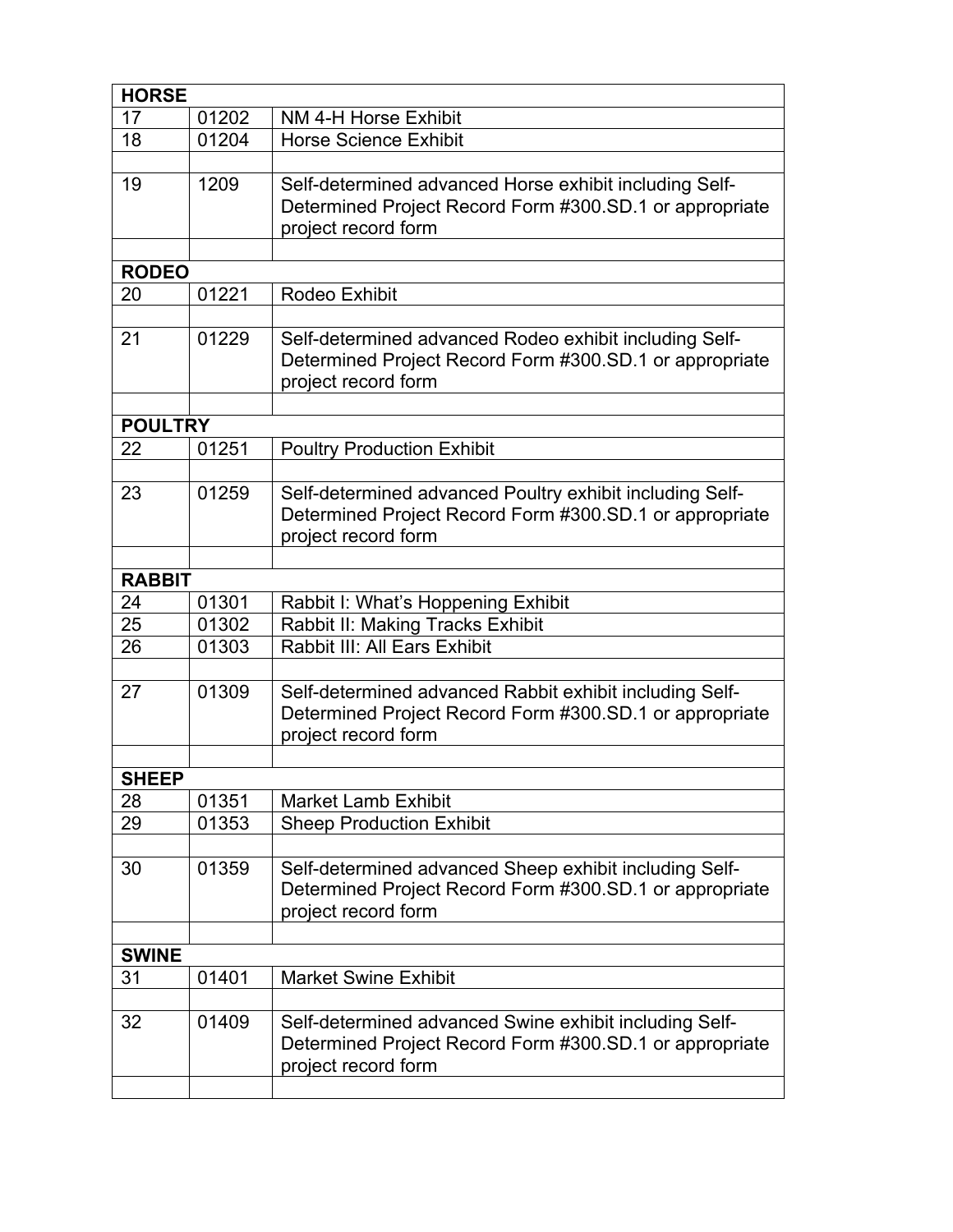| HORSE | | |
|---|---|---|
| 17 | 01202 | NM 4-H Horse Exhibit |
| 18 | 01204 | Horse Science Exhibit |
| | | |
| 19 | 1209 | Self-determined advanced Horse exhibit including Self-Determined Project Record Form #300.SD.1 or appropriate project record form |
| | | |
| **RODEO** | | |
| 20 | 01221 | Rodeo Exhibit |
| | | |
| 21 | 01229 | Self-determined advanced Rodeo exhibit including Self-Determined Project Record Form #300.SD.1 or appropriate project record form |
| | | |
| **POULTRY** | | |
| 22 | 01251 | Poultry Production Exhibit |
| | | |
| 23 | 01259 | Self-determined advanced Poultry exhibit including Self-Determined Project Record Form #300.SD.1 or appropriate project record form |
| | | |
| **RABBIT** | | |
| 24 | 01301 | Rabbit I: What's Hoppening Exhibit |
| 25 | 01302 | Rabbit II: Making Tracks Exhibit |
| 26 | 01303 | Rabbit III: All Ears Exhibit |
| | | |
| 27 | 01309 | Self-determined advanced Rabbit exhibit including Self-Determined Project Record Form #300.SD.1 or appropriate project record form |
| | | |
| **SHEEP** | | |
| 28 | 01351 | Market Lamb Exhibit |
| 29 | 01353 | Sheep Production Exhibit |
| | | |
| 30 | 01359 | Self-determined advanced Sheep exhibit including Self-Determined Project Record Form #300.SD.1 or appropriate project record form |
| | | |
| **SWINE** | | |
| 31 | 01401 | Market Swine Exhibit |
| | | |
| 32 | 01409 | Self-determined advanced Swine exhibit including Self-Determined Project Record Form #300.SD.1 or appropriate project record form |
| | | |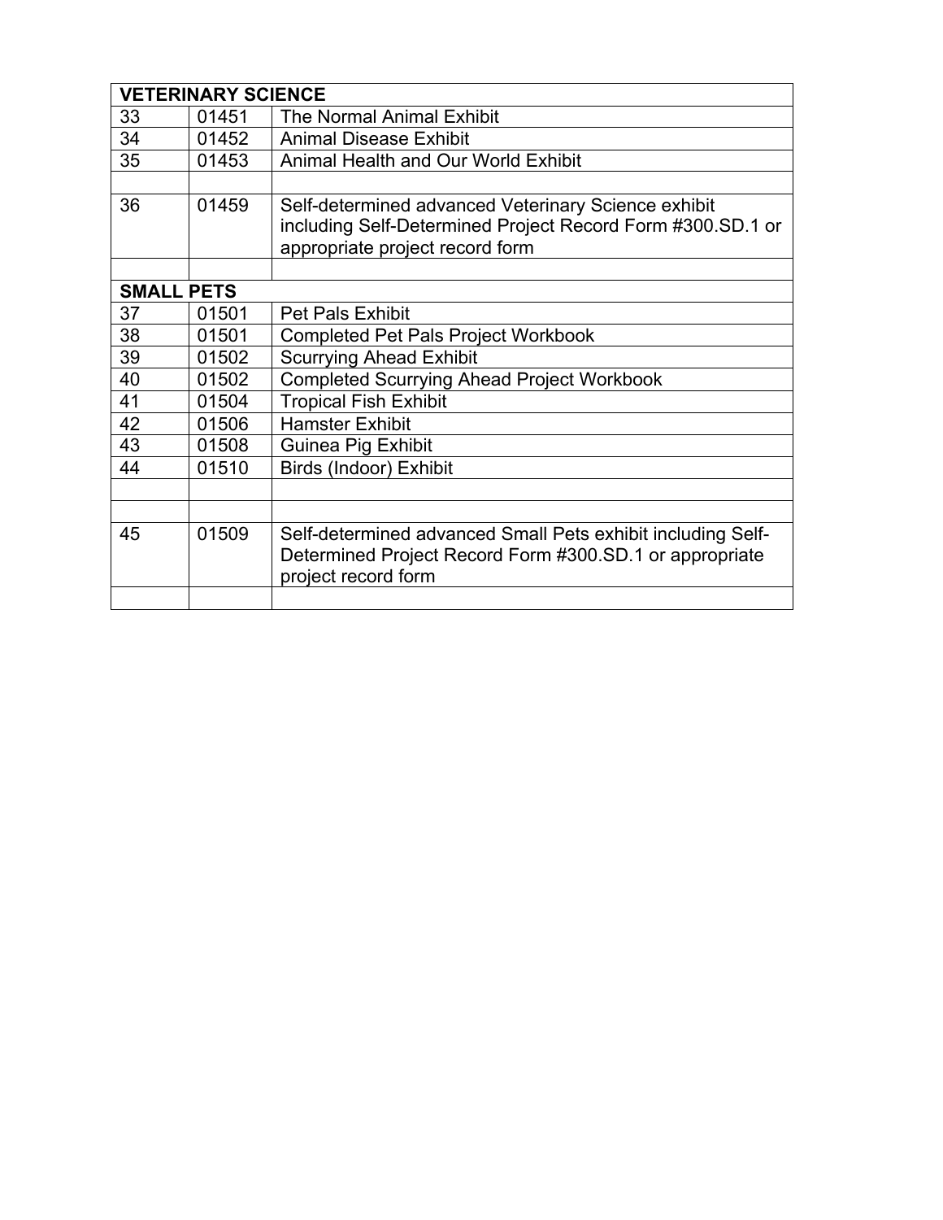| VETERINARY SCIENCE | | |
|---|---|---|
| 33 | 01451 | The Normal Animal Exhibit |
| 34 | 01452 | Animal Disease Exhibit |
| 35 | 01453 | Animal Health and Our World Exhibit |
| | | |
| 36 | 01459 | Self-determined advanced Veterinary Science exhibit including Self-Determined Project Record Form #300.SD.1 or appropriate project record form |
| | | |
| **SMALL PETS** | | |
| 37 | 01501 | Pet Pals Exhibit |
| 38 | 01501 | Completed Pet Pals Project Workbook |
| 39 | 01502 | Scurrying Ahead Exhibit |
| 40 | 01502 | Completed Scurrying Ahead Project Workbook |
| 41 | 01504 | Tropical Fish Exhibit |
| 42 | 01506 | Hamster Exhibit |
| 43 | 01508 | Guinea Pig Exhibit |
| 44 | 01510 | Birds (Indoor) Exhibit |
| | | |
| | | |
| 45 | 01509 | Self-determined advanced Small Pets exhibit including Self-Determined Project Record Form #300.SD.1 or appropriate project record form |
| | | |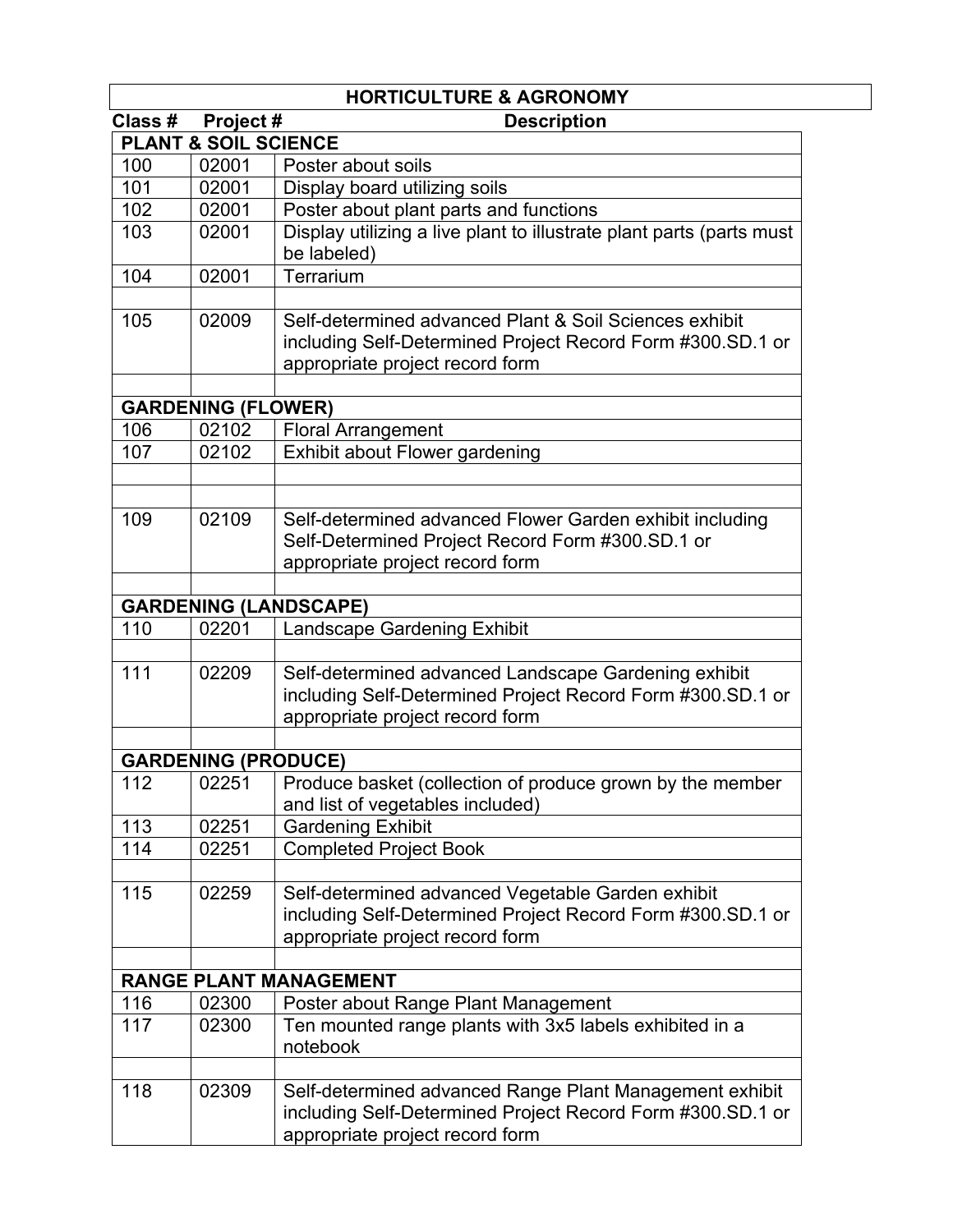| HORTICULTURE & AGRONOMY | | |
|---|---|---|
| **Class #** | **Project #** | **Description** |
| **PLANT & SOIL SCIENCE** | | |
| 100 | 02001 | Poster about soils |
| 101 | 02001 | Display board utilizing soils |
| 102 | 02001 | Poster about plant parts and functions |
| 103 | 02001 | Display utilizing a live plant to illustrate plant parts (parts must be labeled) |
| 104 | 02001 | Terrarium |
| | | |
| 105 | 02009 | Self-determined advanced Plant & Soil Sciences exhibit including Self-Determined Project Record Form #300.SD.1 or appropriate project record form |
| | | |
| **GARDENING (FLOWER)** | | |
| 106 | 02102 | Floral Arrangement |
| 107 | 02102 | Exhibit about Flower gardening |
| | | |
| | | |
| 109 | 02109 | Self-determined advanced Flower Garden exhibit including Self-Determined Project Record Form #300.SD.1 or appropriate project record form |
| | | |
| **GARDENING (LANDSCAPE)** | | |
| 110 | 02201 | Landscape Gardening Exhibit |
| | | |
| 111 | 02209 | Self-determined advanced Landscape Gardening exhibit including Self-Determined Project Record Form #300.SD.1 or appropriate project record form |
| | | |
| **GARDENING (PRODUCE)** | | |
| 112 | 02251 | Produce basket (collection of produce grown by the member and list of vegetables included) |
| 113 | 02251 | Gardening Exhibit |
| 114 | 02251 | Completed Project Book |
| | | |
| 115 | 02259 | Self-determined advanced Vegetable Garden exhibit including Self-Determined Project Record Form #300.SD.1 or appropriate project record form |
| | | |
| **RANGE PLANT MANAGEMENT** | | |
| 116 | 02300 | Poster about Range Plant Management |
| 117 | 02300 | Ten mounted range plants with 3x5 labels exhibited in a notebook |
| | | |
| 118 | 02309 | Self-determined advanced Range Plant Management exhibit including Self-Determined Project Record Form #300.SD.1 or appropriate project record form |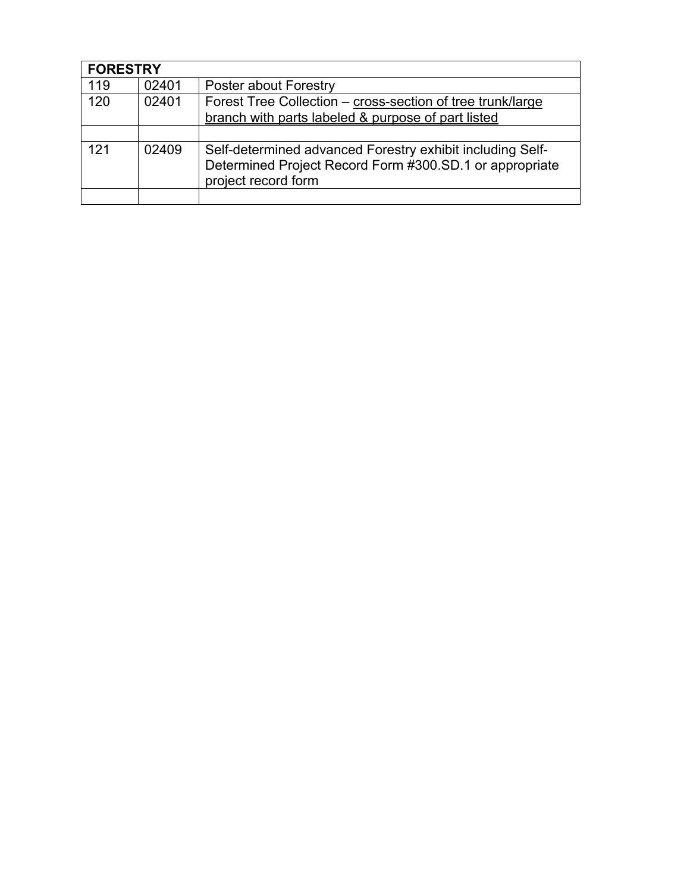| **FORESTRY** | | |
|---|---|---|
| 119 | 02401 | Poster about Forestry |
| 120 | 02401 | Forest Tree Collection – <u>cross-section of tree trunk/large branch with parts labeled & purpose of part listed</u> |
| | | |
| 121 | 02409 | Self-determined advanced Forestry exhibit including Self-Determined Project Record Form #300.SD.1 or appropriate project record form |
| | | |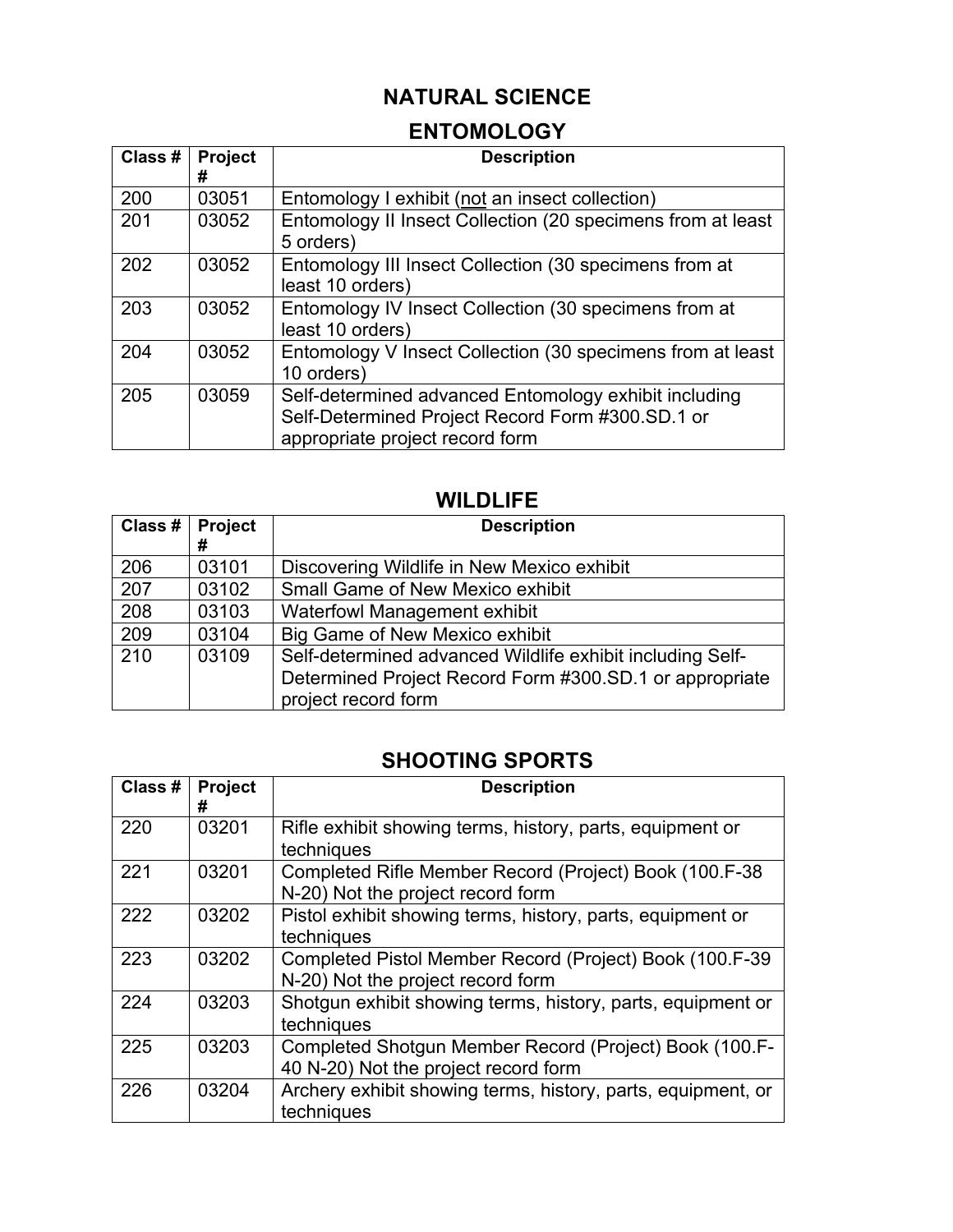# NATURAL SCIENCE

## ENTOMOLOGY

| Class # | Project # | Description |
|---|---|---|
| 200 | 03051 | Entomology I exhibit (not an insect collection) |
| 201 | 03052 | Entomology II Insect Collection (20 specimens from at least 5 orders) |
| 202 | 03052 | Entomology III Insect Collection (30 specimens from at least 10 orders) |
| 203 | 03052 | Entomology IV Insect Collection (30 specimens from at least 10 orders) |
| 204 | 03052 | Entomology V Insect Collection (30 specimens from at least 10 orders) |
| 205 | 03059 | Self-determined advanced Entomology exhibit including Self-Determined Project Record Form #300.SD.1 or appropriate project record form |

## WILDLIFE

| Class # | Project # | Description |
|---|---|---|
| 206 | 03101 | Discovering Wildlife in New Mexico exhibit |
| 207 | 03102 | Small Game of New Mexico exhibit |
| 208 | 03103 | Waterfowl Management exhibit |
| 209 | 03104 | Big Game of New Mexico exhibit |
| 210 | 03109 | Self-determined advanced Wildlife exhibit including Self-Determined Project Record Form #300.SD.1 or appropriate project record form |

## SHOOTING SPORTS

| Class # | Project # | Description |
|---|---|---|
| 220 | 03201 | Rifle exhibit showing terms, history, parts, equipment or techniques |
| 221 | 03201 | Completed Rifle Member Record (Project) Book (100.F-38 N-20) Not the project record form |
| 222 | 03202 | Pistol exhibit showing terms, history, parts, equipment or techniques |
| 223 | 03202 | Completed Pistol Member Record (Project) Book (100.F-39 N-20) Not the project record form |
| 224 | 03203 | Shotgun exhibit showing terms, history, parts, equipment or techniques |
| 225 | 03203 | Completed Shotgun Member Record (Project) Book (100.F-40 N-20) Not the project record form |
| 226 | 03204 | Archery exhibit showing terms, history, parts, equipment, or techniques |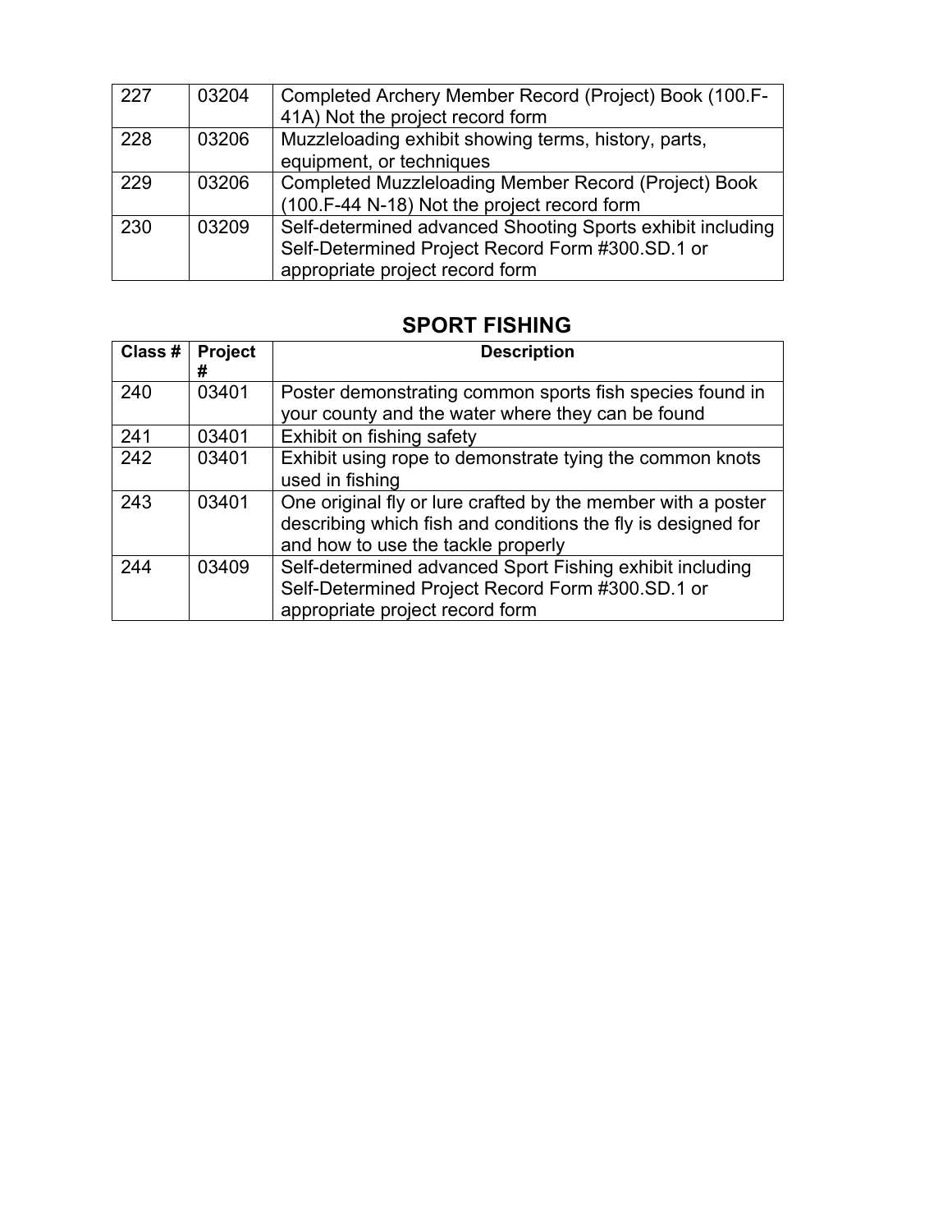| | | |
|---|---|---|
| 227 | 03204 | Completed Archery Member Record (Project) Book (100.F-41A) Not the project record form |
| 228 | 03206 | Muzzleloading exhibit showing terms, history, parts, equipment, or techniques |
| 229 | 03206 | Completed Muzzleloading Member Record (Project) Book (100.F-44 N-18) Not the project record form |
| 230 | 03209 | Self-determined advanced Shooting Sports exhibit including Self-Determined Project Record Form #300.SD.1 or appropriate project record form |

## SPORT FISHING

| Class # | Project # | Description |
|---|---|---|
| 240 | 03401 | Poster demonstrating common sports fish species found in your county and the water where they can be found |
| 241 | 03401 | Exhibit on fishing safety |
| 242 | 03401 | Exhibit using rope to demonstrate tying the common knots used in fishing |
| 243 | 03401 | One original fly or lure crafted by the member with a poster describing which fish and conditions the fly is designed for and how to use the tackle properly |
| 244 | 03409 | Self-determined advanced Sport Fishing exhibit including Self-Determined Project Record Form #300.SD.1 or appropriate project record form |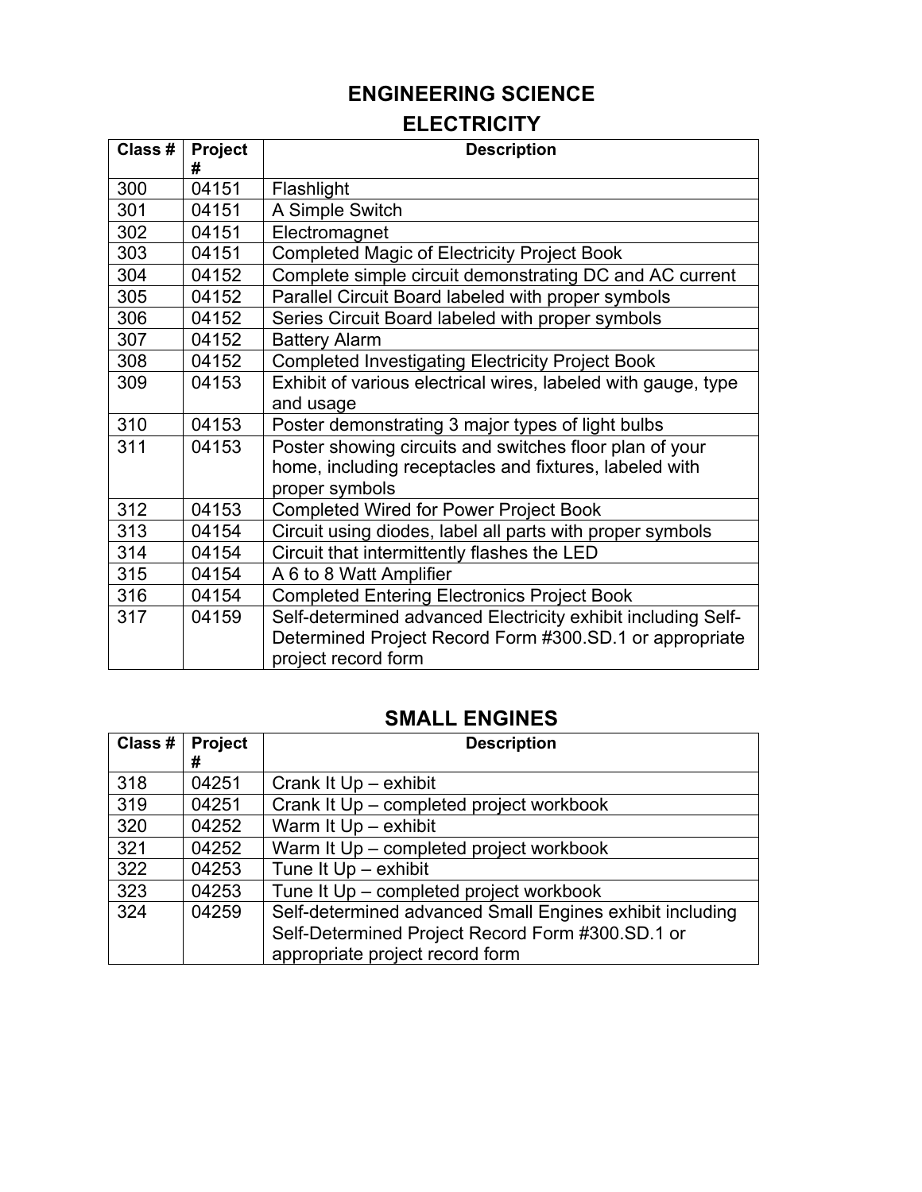# ENGINEERING SCIENCE

## ELECTRICITY

| Class # | Project # | Description |
|---|---|---|
| 300 | 04151 | Flashlight |
| 301 | 04151 | A Simple Switch |
| 302 | 04151 | Electromagnet |
| 303 | 04151 | Completed Magic of Electricity Project Book |
| 304 | 04152 | Complete simple circuit demonstrating DC and AC current |
| 305 | 04152 | Parallel Circuit Board labeled with proper symbols |
| 306 | 04152 | Series Circuit Board labeled with proper symbols |
| 307 | 04152 | Battery Alarm |
| 308 | 04152 | Completed Investigating Electricity Project Book |
| 309 | 04153 | Exhibit of various electrical wires, labeled with gauge, type and usage |
| 310 | 04153 | Poster demonstrating 3 major types of light bulbs |
| 311 | 04153 | Poster showing circuits and switches floor plan of your home, including receptacles and fixtures, labeled with proper symbols |
| 312 | 04153 | Completed Wired for Power Project Book |
| 313 | 04154 | Circuit using diodes, label all parts with proper symbols |
| 314 | 04154 | Circuit that intermittently flashes the LED |
| 315 | 04154 | A 6 to 8 Watt Amplifier |
| 316 | 04154 | Completed Entering Electronics Project Book |
| 317 | 04159 | Self-determined advanced Electricity exhibit including Self-Determined Project Record Form #300.SD.1 or appropriate project record form |

## SMALL ENGINES

| Class # | Project # | Description |
|---|---|---|
| 318 | 04251 | Crank It Up – exhibit |
| 319 | 04251 | Crank It Up – completed project workbook |
| 320 | 04252 | Warm It Up – exhibit |
| 321 | 04252 | Warm It Up – completed project workbook |
| 322 | 04253 | Tune It Up – exhibit |
| 323 | 04253 | Tune It Up – completed project workbook |
| 324 | 04259 | Self-determined advanced Small Engines exhibit including Self-Determined Project Record Form #300.SD.1 or appropriate project record form |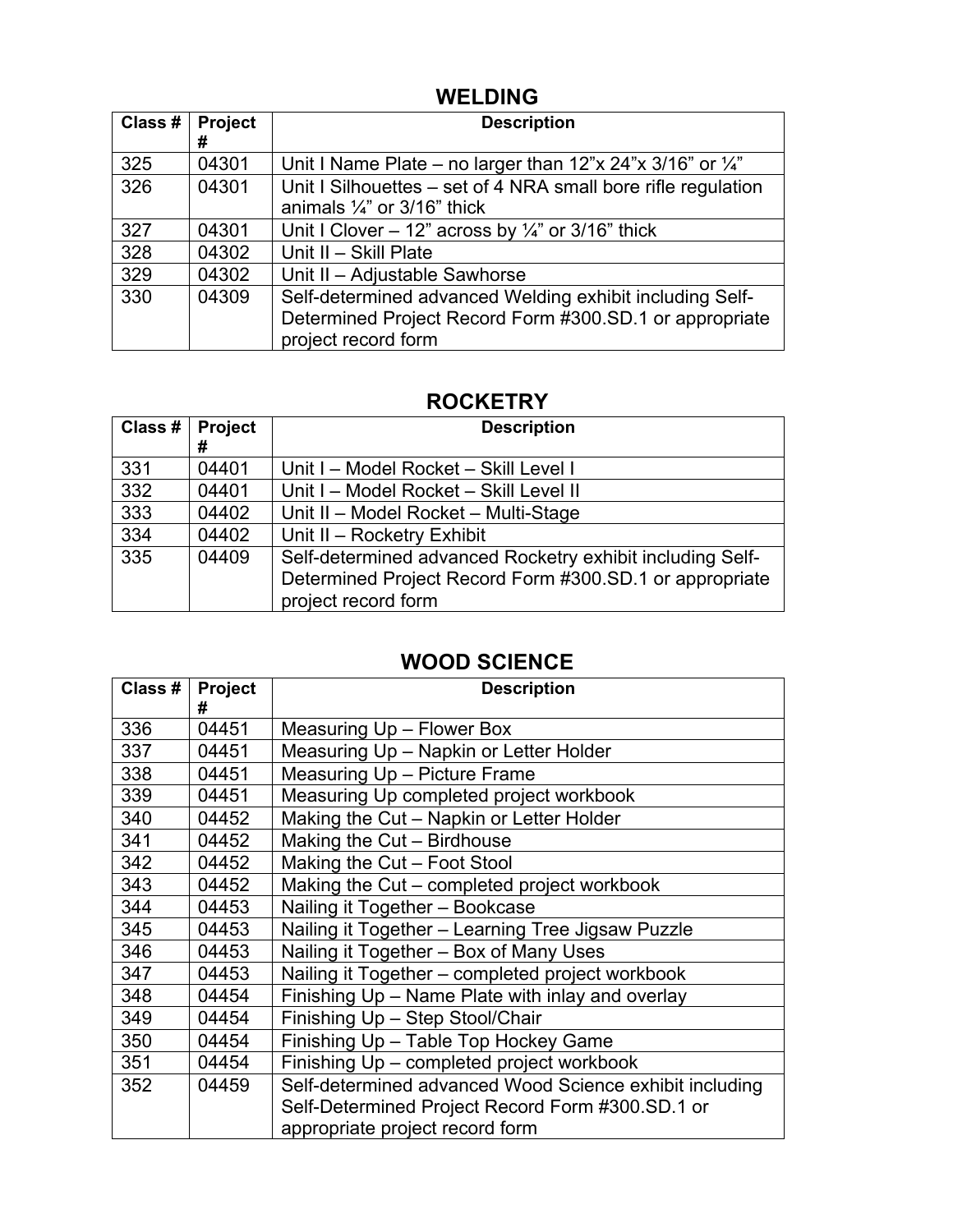## WELDING

| Class # | Project # | Description |
|---|---|---|
| 325 | 04301 | Unit I Name Plate – no larger than 12"x 24"x 3/16" or ¼" |
| 326 | 04301 | Unit I Silhouettes – set of 4 NRA small bore rifle regulation animals ¼" or 3/16" thick |
| 327 | 04301 | Unit I Clover – 12" across by ¼" or 3/16" thick |
| 328 | 04302 | Unit II – Skill Plate |
| 329 | 04302 | Unit II – Adjustable Sawhorse |
| 330 | 04309 | Self-determined advanced Welding exhibit including Self-Determined Project Record Form #300.SD.1 or appropriate project record form |

## ROCKETRY

| Class # | Project # | Description |
|---|---|---|
| 331 | 04401 | Unit I – Model Rocket – Skill Level I |
| 332 | 04401 | Unit I – Model Rocket – Skill Level II |
| 333 | 04402 | Unit II – Model Rocket – Multi-Stage |
| 334 | 04402 | Unit II – Rocketry Exhibit |
| 335 | 04409 | Self-determined advanced Rocketry exhibit including Self-Determined Project Record Form #300.SD.1 or appropriate project record form |

## WOOD SCIENCE

| Class # | Project # | Description |
|---|---|---|
| 336 | 04451 | Measuring Up – Flower Box |
| 337 | 04451 | Measuring Up – Napkin or Letter Holder |
| 338 | 04451 | Measuring Up – Picture Frame |
| 339 | 04451 | Measuring Up completed project workbook |
| 340 | 04452 | Making the Cut – Napkin or Letter Holder |
| 341 | 04452 | Making the Cut – Birdhouse |
| 342 | 04452 | Making the Cut – Foot Stool |
| 343 | 04452 | Making the Cut – completed project workbook |
| 344 | 04453 | Nailing it Together – Bookcase |
| 345 | 04453 | Nailing it Together – Learning Tree Jigsaw Puzzle |
| 346 | 04453 | Nailing it Together – Box of Many Uses |
| 347 | 04453 | Nailing it Together – completed project workbook |
| 348 | 04454 | Finishing Up – Name Plate with inlay and overlay |
| 349 | 04454 | Finishing Up – Step Stool/Chair |
| 350 | 04454 | Finishing Up – Table Top Hockey Game |
| 351 | 04454 | Finishing Up – completed project workbook |
| 352 | 04459 | Self-determined advanced Wood Science exhibit including Self-Determined Project Record Form #300.SD.1 or appropriate project record form |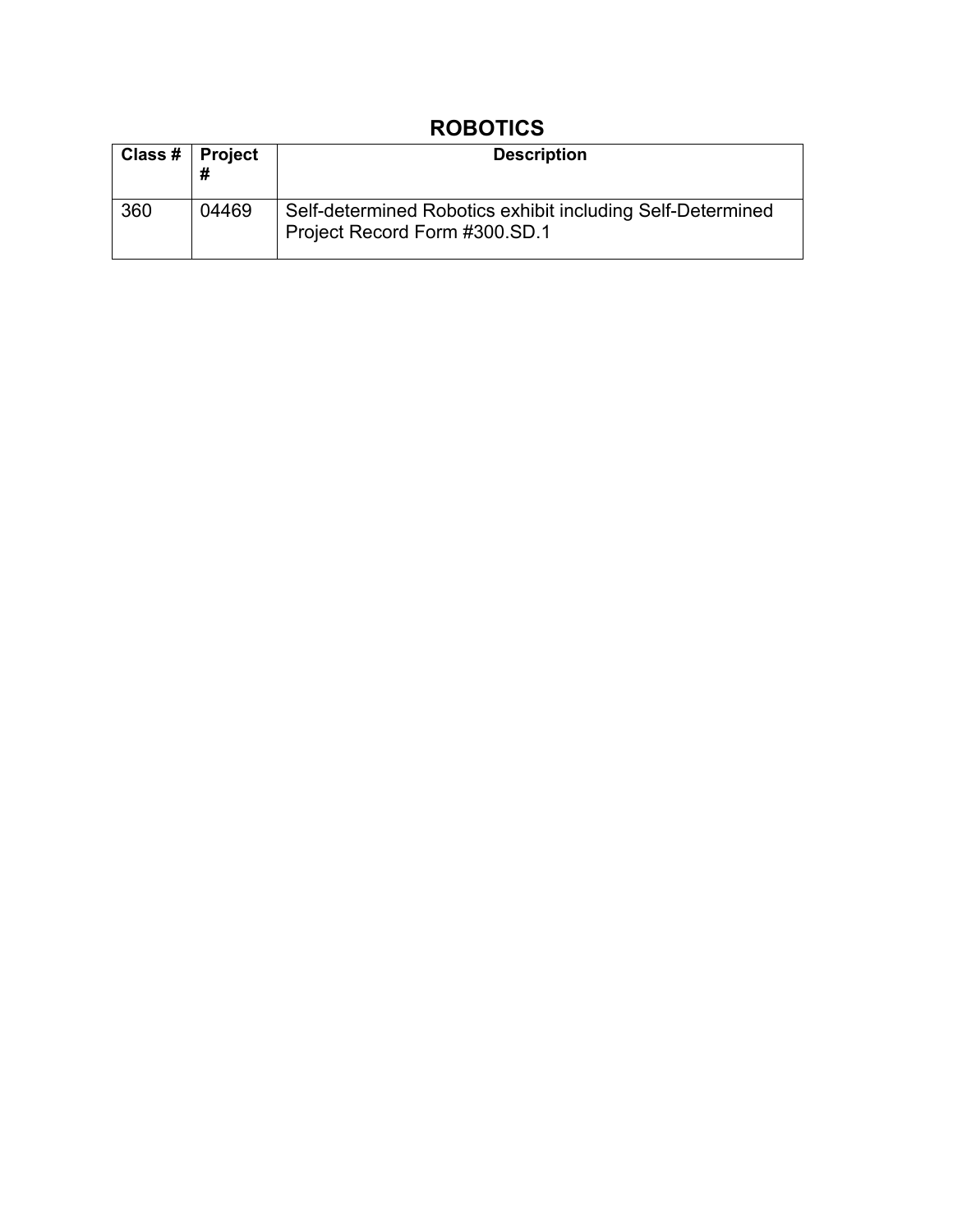# ROBOTICS

| Class # | Project # | Description |
| --- | --- | --- |
| 360 | 04469 | Self-determined Robotics exhibit including Self-Determined Project Record Form #300.SD.1 |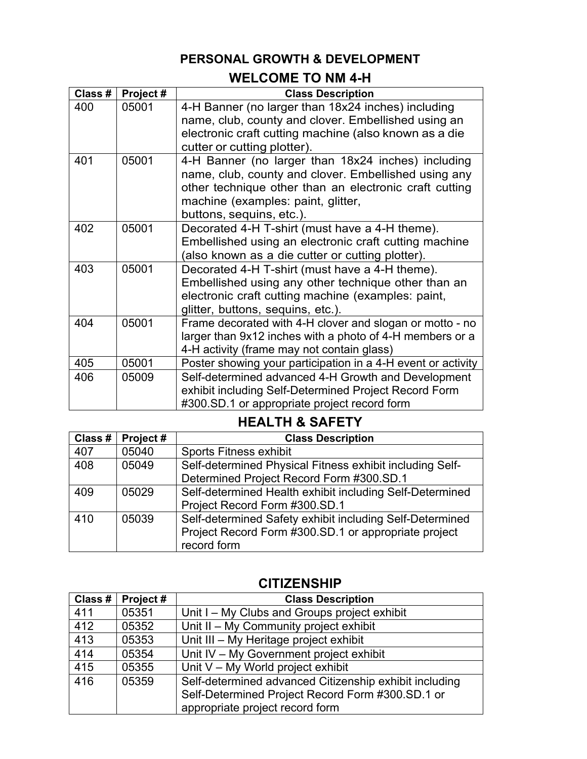## PERSONAL GROWTH & DEVELOPMENT

### WELCOME TO NM 4-H

| Class # | Project # | Class Description |
|---|---|---|
| 400 | 05001 | 4-H Banner (no larger than 18x24 inches) including name, club, county and clover. Embellished using an electronic craft cutting machine (also known as a die cutter or cutting plotter). |
| 401 | 05001 | 4-H Banner (no larger than 18x24 inches) including name, club, county and clover. Embellished using any other technique other than an electronic craft cutting machine (examples: paint, glitter, buttons, sequins, etc.). |
| 402 | 05001 | Decorated 4-H T-shirt (must have a 4-H theme). Embellished using an electronic craft cutting machine (also known as a die cutter or cutting plotter). |
| 403 | 05001 | Decorated 4-H T-shirt (must have a 4-H theme). Embellished using any other technique other than an electronic craft cutting machine (examples: paint, glitter, buttons, sequins, etc.). |
| 404 | 05001 | Frame decorated with 4-H clover and slogan or motto - no larger than 9x12 inches with a photo of 4-H members or a 4-H activity (frame may not contain glass) |
| 405 | 05001 | Poster showing your participation in a 4-H event or activity |
| 406 | 05009 | Self-determined advanced 4-H Growth and Development exhibit including Self-Determined Project Record Form #300.SD.1 or appropriate project record form |

### HEALTH & SAFETY

| Class # | Project # | Class Description |
|---|---|---|
| 407 | 05040 | Sports Fitness exhibit |
| 408 | 05049 | Self-determined Physical Fitness exhibit including Self-Determined Project Record Form #300.SD.1 |
| 409 | 05029 | Self-determined Health exhibit including Self-Determined Project Record Form #300.SD.1 |
| 410 | 05039 | Self-determined Safety exhibit including Self-Determined Project Record Form #300.SD.1 or appropriate project record form |

### CITIZENSHIP

| Class # | Project # | Class Description |
|---|---|---|
| 411 | 05351 | Unit I – My Clubs and Groups project exhibit |
| 412 | 05352 | Unit II – My Community project exhibit |
| 413 | 05353 | Unit III – My Heritage project exhibit |
| 414 | 05354 | Unit IV – My Government project exhibit |
| 415 | 05355 | Unit V – My World project exhibit |
| 416 | 05359 | Self-determined advanced Citizenship exhibit including Self-Determined Project Record Form #300.SD.1 or appropriate project record form |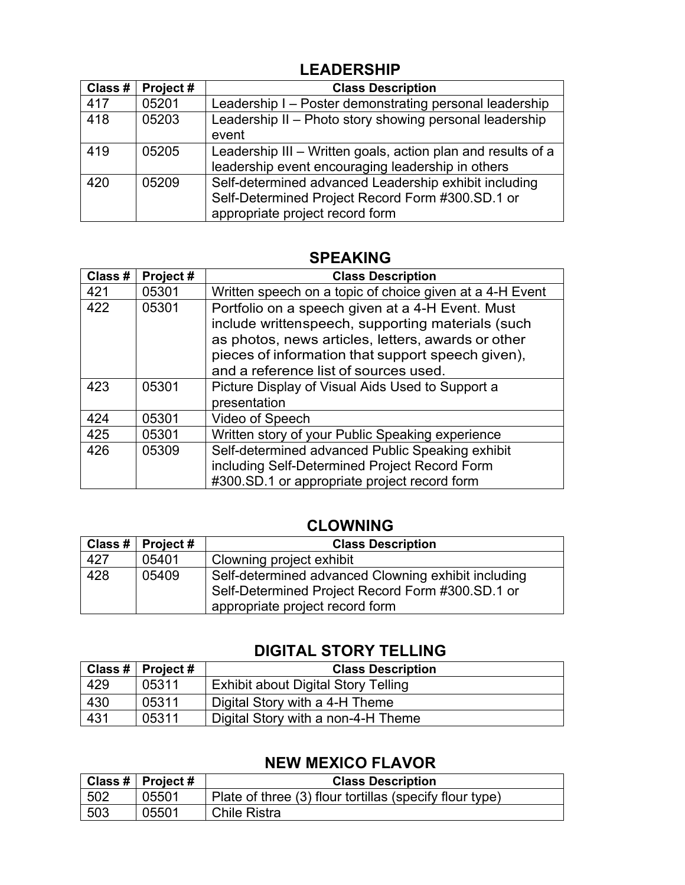## LEADERSHIP

| Class # | Project # | Class Description |
|---|---|---|
| 417 | 05201 | Leadership I – Poster demonstrating personal leadership |
| 418 | 05203 | Leadership II – Photo story showing personal leadership event |
| 419 | 05205 | Leadership III – Written goals, action plan and results of a leadership event encouraging leadership in others |
| 420 | 05209 | Self-determined advanced Leadership exhibit including Self-Determined Project Record Form #300.SD.1 or appropriate project record form |

## SPEAKING

| Class # | Project # | Class Description |
|---|---|---|
| 421 | 05301 | Written speech on a topic of choice given at a 4-H Event |
| 422 | 05301 | Portfolio on a speech given at a 4-H Event. Must include writtenspeech, supporting materials (such as photos, news articles, letters, awards or other pieces of information that support speech given), and a reference list of sources used. |
| 423 | 05301 | Picture Display of Visual Aids Used to Support a presentation |
| 424 | 05301 | Video of Speech |
| 425 | 05301 | Written story of your Public Speaking experience |
| 426 | 05309 | Self-determined advanced Public Speaking exhibit including Self-Determined Project Record Form #300.SD.1 or appropriate project record form |

## CLOWNING

| Class # | Project # | Class Description |
|---|---|---|
| 427 | 05401 | Clowning project exhibit |
| 428 | 05409 | Self-determined advanced Clowning exhibit including Self-Determined Project Record Form #300.SD.1 or appropriate project record form |

## DIGITAL STORY TELLING

| Class # | Project # | Class Description |
|---|---|---|
| 429 | 05311 | Exhibit about Digital Story Telling |
| 430 | 05311 | Digital Story with a 4-H Theme |
| 431 | 05311 | Digital Story with a non-4-H Theme |

## NEW MEXICO FLAVOR

| Class # | Project # | Class Description |
|---|---|---|
| 502 | 05501 | Plate of three (3) flour tortillas (specify flour type) |
| 503 | 05501 | Chile Ristra |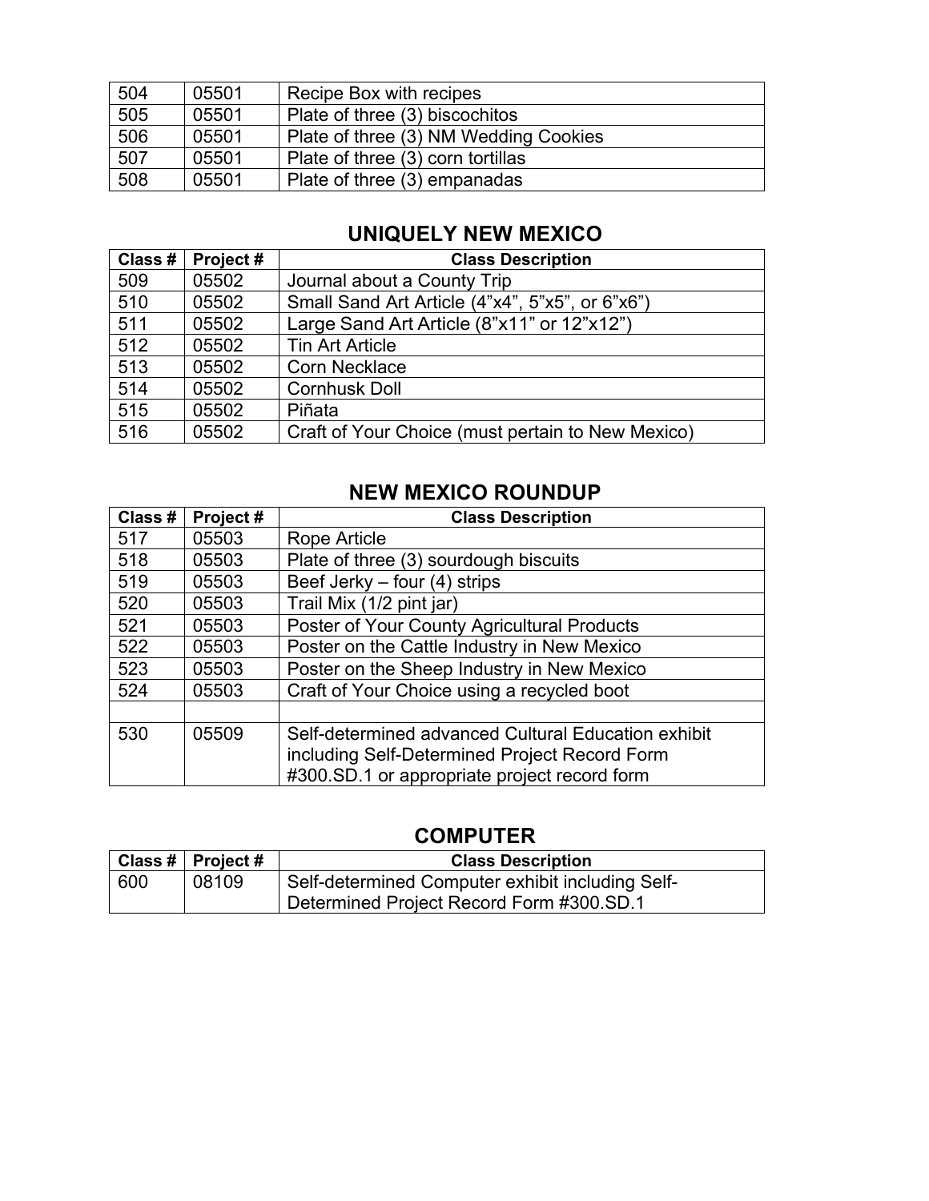| | | |
|---|---|---|
| 504 | 05501 | Recipe Box with recipes |
| 505 | 05501 | Plate of three (3) biscochitos |
| 506 | 05501 | Plate of three (3) NM Wedding Cookies |
| 507 | 05501 | Plate of three (3) corn tortillas |
| 508 | 05501 | Plate of three (3) empanadas |

## UNIQUELY NEW MEXICO

| Class # | Project # | Class Description |
|---|---|---|
| 509 | 05502 | Journal about a County Trip |
| 510 | 05502 | Small Sand Art Article (4”x4”, 5”x5”, or 6”x6”) |
| 511 | 05502 | Large Sand Art Article (8”x11” or 12”x12”) |
| 512 | 05502 | Tin Art Article |
| 513 | 05502 | Corn Necklace |
| 514 | 05502 | Cornhusk Doll |
| 515 | 05502 | Piñata |
| 516 | 05502 | Craft of Your Choice (must pertain to New Mexico) |

## NEW MEXICO ROUNDUP

| Class # | Project # | Class Description |
|---|---|---|
| 517 | 05503 | Rope Article |
| 518 | 05503 | Plate of three (3) sourdough biscuits |
| 519 | 05503 | Beef Jerky – four (4) strips |
| 520 | 05503 | Trail Mix (1/2 pint jar) |
| 521 | 05503 | Poster of Your County Agricultural Products |
| 522 | 05503 | Poster on the Cattle Industry in New Mexico |
| 523 | 05503 | Poster on the Sheep Industry in New Mexico |
| 524 | 05503 | Craft of Your Choice using a recycled boot |
| | | |
| 530 | 05509 | Self-determined advanced Cultural Education exhibit including Self-Determined Project Record Form #300.SD.1 or appropriate project record form |

## COMPUTER

| Class # | Project # | Class Description |
|---|---|---|
| 600 | 08109 | Self-determined Computer exhibit including Self-Determined Project Record Form #300.SD.1 |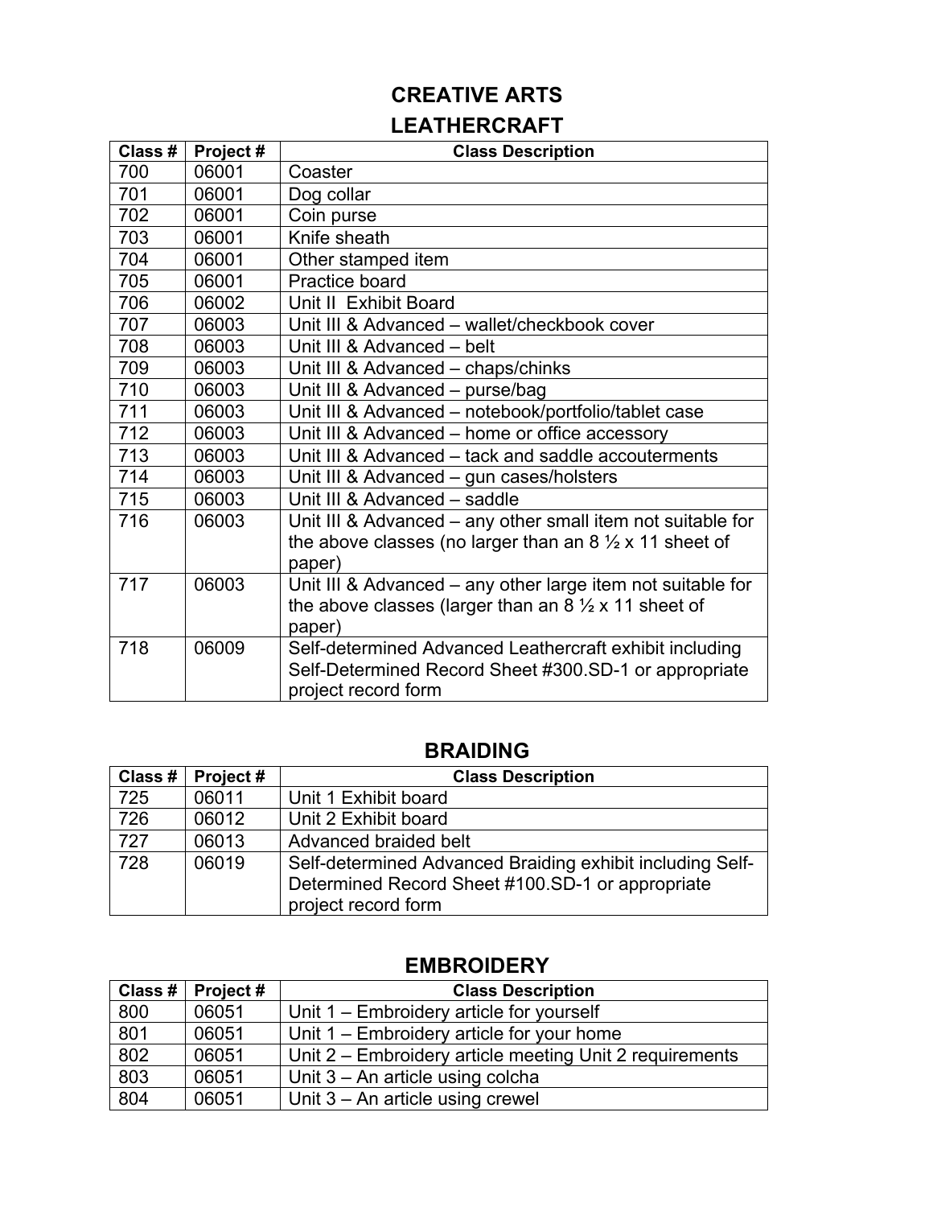# CREATIVE ARTS

## LEATHERCRAFT

| Class # | Project # | Class Description |
|---|---|---|
| 700 | 06001 | Coaster |
| 701 | 06001 | Dog collar |
| 702 | 06001 | Coin purse |
| 703 | 06001 | Knife sheath |
| 704 | 06001 | Other stamped item |
| 705 | 06001 | Practice board |
| 706 | 06002 | Unit II Exhibit Board |
| 707 | 06003 | Unit III & Advanced – wallet/checkbook cover |
| 708 | 06003 | Unit III & Advanced – belt |
| 709 | 06003 | Unit III & Advanced – chaps/chinks |
| 710 | 06003 | Unit III & Advanced – purse/bag |
| 711 | 06003 | Unit III & Advanced – notebook/portfolio/tablet case |
| 712 | 06003 | Unit III & Advanced – home or office accessory |
| 713 | 06003 | Unit III & Advanced – tack and saddle accouterments |
| 714 | 06003 | Unit III & Advanced – gun cases/holsters |
| 715 | 06003 | Unit III & Advanced – saddle |
| 716 | 06003 | Unit III & Advanced – any other small item not suitable for the above classes (no larger than an 8 ½ x 11 sheet of paper) |
| 717 | 06003 | Unit III & Advanced – any other large item not suitable for the above classes (larger than an 8 ½ x 11 sheet of paper) |
| 718 | 06009 | Self-determined Advanced Leathercraft exhibit including Self-Determined Record Sheet #300.SD-1 or appropriate project record form |

## BRAIDING

| Class # | Project # | Class Description |
|---|---|---|
| 725 | 06011 | Unit 1 Exhibit board |
| 726 | 06012 | Unit 2 Exhibit board |
| 727 | 06013 | Advanced braided belt |
| 728 | 06019 | Self-determined Advanced Braiding exhibit including Self-Determined Record Sheet #100.SD-1 or appropriate project record form |

## EMBROIDERY

| Class # | Project # | Class Description |
|---|---|---|
| 800 | 06051 | Unit 1 – Embroidery article for yourself |
| 801 | 06051 | Unit 1 – Embroidery article for your home |
| 802 | 06051 | Unit 2 – Embroidery article meeting Unit 2 requirements |
| 803 | 06051 | Unit 3 – An article using colcha |
| 804 | 06051 | Unit 3 – An article using crewel |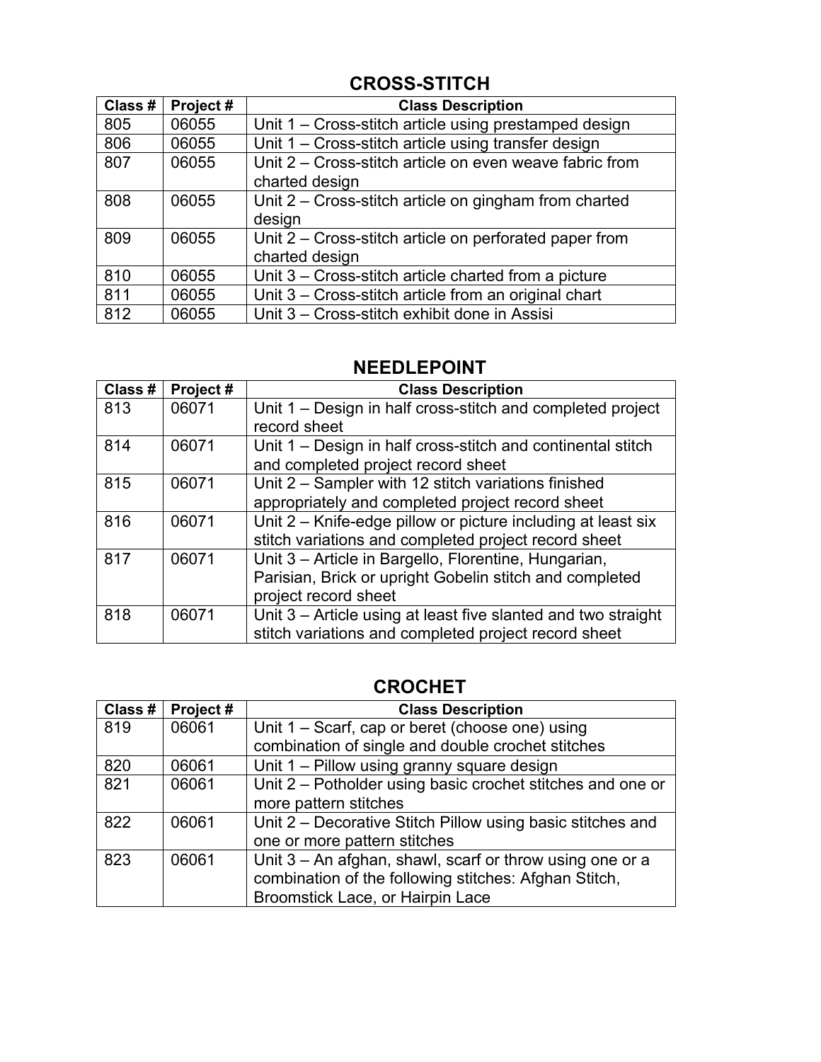## CROSS-STITCH

| Class # | Project # | Class Description |
|---|---|---|
| 805 | 06055 | Unit 1 – Cross-stitch article using prestamped design |
| 806 | 06055 | Unit 1 – Cross-stitch article using transfer design |
| 807 | 06055 | Unit 2 – Cross-stitch article on even weave fabric from charted design |
| 808 | 06055 | Unit 2 – Cross-stitch article on gingham from charted design |
| 809 | 06055 | Unit 2 – Cross-stitch article on perforated paper from charted design |
| 810 | 06055 | Unit 3 – Cross-stitch article charted from a picture |
| 811 | 06055 | Unit 3 – Cross-stitch article from an original chart |
| 812 | 06055 | Unit 3 – Cross-stitch exhibit done in Assisi |

## NEEDLEPOINT

| Class # | Project # | Class Description |
|---|---|---|
| 813 | 06071 | Unit 1 – Design in half cross-stitch and completed project record sheet |
| 814 | 06071 | Unit 1 – Design in half cross-stitch and continental stitch and completed project record sheet |
| 815 | 06071 | Unit 2 – Sampler with 12 stitch variations finished appropriately and completed project record sheet |
| 816 | 06071 | Unit 2 – Knife-edge pillow or picture including at least six stitch variations and completed project record sheet |
| 817 | 06071 | Unit 3 – Article in Bargello, Florentine, Hungarian, Parisian, Brick or upright Gobelin stitch and completed project record sheet |
| 818 | 06071 | Unit 3 – Article using at least five slanted and two straight stitch variations and completed project record sheet |

## CROCHET

| Class # | Project # | Class Description |
|---|---|---|
| 819 | 06061 | Unit 1 – Scarf, cap or beret (choose one) using combination of single and double crochet stitches |
| 820 | 06061 | Unit 1 – Pillow using granny square design |
| 821 | 06061 | Unit 2 – Potholder using basic crochet stitches and one or more pattern stitches |
| 822 | 06061 | Unit 2 – Decorative Stitch Pillow using basic stitches and one or more pattern stitches |
| 823 | 06061 | Unit 3 – An afghan, shawl, scarf or throw using one or a combination of the following stitches: Afghan Stitch, Broomstick Lace, or Hairpin Lace |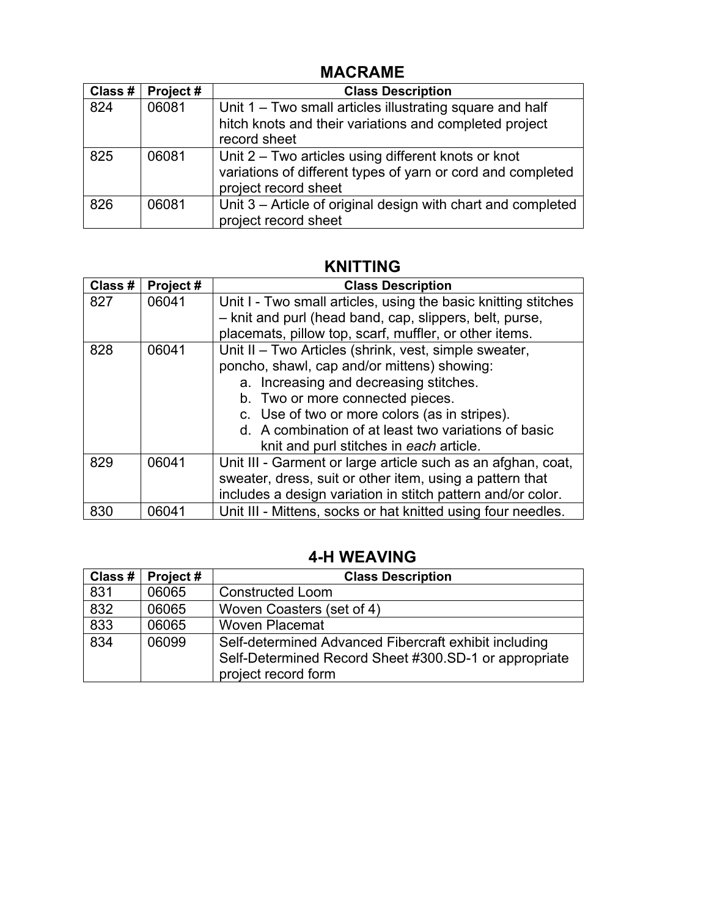## MACRAME

| Class # | Project # | Class Description |
|---|---|---|
| 824 | 06081 | Unit 1 – Two small articles illustrating square and half hitch knots and their variations and completed project record sheet |
| 825 | 06081 | Unit 2 – Two articles using different knots or knot variations of different types of yarn or cord and completed project record sheet |
| 826 | 06081 | Unit 3 – Article of original design with chart and completed project record sheet |

## KNITTING

| Class # | Project # | Class Description |
|---|---|---|
| 827 | 06041 | Unit I - Two small articles, using the basic knitting stitches – knit and purl (head band, cap, slippers, belt, purse, placemats, pillow top, scarf, muffler, or other items. |
| 828 | 06041 | Unit II – Two Articles (shrink, vest, simple sweater, poncho, shawl, cap and/or mittens) showing: a. Increasing and decreasing stitches. b. Two or more connected pieces. c. Use of two or more colors (as in stripes). d. A combination of at least two variations of basic knit and purl stitches in *each* article. |
| 829 | 06041 | Unit III - Garment or large article such as an afghan, coat, sweater, dress, suit or other item, using a pattern that includes a design variation in stitch pattern and/or color. |
| 830 | 06041 | Unit III - Mittens, socks or hat knitted using four needles. |

## 4-H WEAVING

| Class # | Project # | Class Description |
|---|---|---|
| 831 | 06065 | Constructed Loom |
| 832 | 06065 | Woven Coasters (set of 4) |
| 833 | 06065 | Woven Placemat |
| 834 | 06099 | Self-determined Advanced Fibercraft exhibit including Self-Determined Record Sheet #300.SD-1 or appropriate project record form |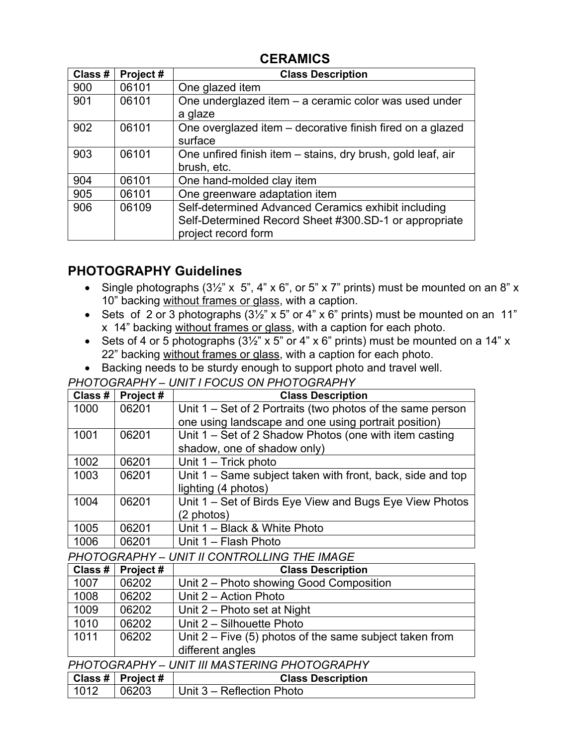## CERAMICS

| Class # | Project # | Class Description |
|---|---|---|
| 900 | 06101 | One glazed item |
| 901 | 06101 | One underglazed item – a ceramic color was used under a glaze |
| 902 | 06101 | One overglazed item – decorative finish fired on a glazed surface |
| 903 | 06101 | One unfired finish item – stains, dry brush, gold leaf, air brush, etc. |
| 904 | 06101 | One hand-molded clay item |
| 905 | 06101 | One greenware adaptation item |
| 906 | 06109 | Self-determined Advanced Ceramics exhibit including Self-Determined Record Sheet #300.SD-1 or appropriate project record form |

## PHOTOGRAPHY Guidelines

- Single photographs (3½" x 5", 4" x 6", or 5" x 7" prints) must be mounted on an 8" x 10" backing without frames or glass, with a caption.
- Sets of 2 or 3 photographs (3½" x 5" or 4" x 6" prints) must be mounted on an 11" x 14" backing without frames or glass, with a caption for each photo.
- Sets of 4 or 5 photographs (3½" x 5" or 4" x 6" prints) must be mounted on a 14" x 22" backing without frames or glass, with a caption for each photo.
- Backing needs to be sturdy enough to support photo and travel well.

*PHOTOGRAPHY – UNIT I FOCUS ON PHOTOGRAPHY*

| Class # | Project # | Class Description |
|---|---|---|
| 1000 | 06201 | Unit 1 – Set of 2 Portraits (two photos of the same person one using landscape and one using portrait position) |
| 1001 | 06201 | Unit 1 – Set of 2 Shadow Photos (one with item casting shadow, one of shadow only) |
| 1002 | 06201 | Unit 1 – Trick photo |
| 1003 | 06201 | Unit 1 – Same subject taken with front, back, side and top lighting (4 photos) |
| 1004 | 06201 | Unit 1 – Set of Birds Eye View and Bugs Eye View Photos (2 photos) |
| 1005 | 06201 | Unit 1 – Black & White Photo |
| 1006 | 06201 | Unit 1 – Flash Photo |

*PHOTOGRAPHY – UNIT II CONTROLLING THE IMAGE*

| Class # | Project # | Class Description |
|---|---|---|
| 1007 | 06202 | Unit 2 – Photo showing Good Composition |
| 1008 | 06202 | Unit 2 – Action Photo |
| 1009 | 06202 | Unit 2 – Photo set at Night |
| 1010 | 06202 | Unit 2 – Silhouette Photo |
| 1011 | 06202 | Unit 2 – Five (5) photos of the same subject taken from different angles |

*PHOTOGRAPHY – UNIT III MASTERING PHOTOGRAPHY*

| Class # | Project # | Class Description |
|---|---|---|
| 1012 | 06203 | Unit 3 – Reflection Photo |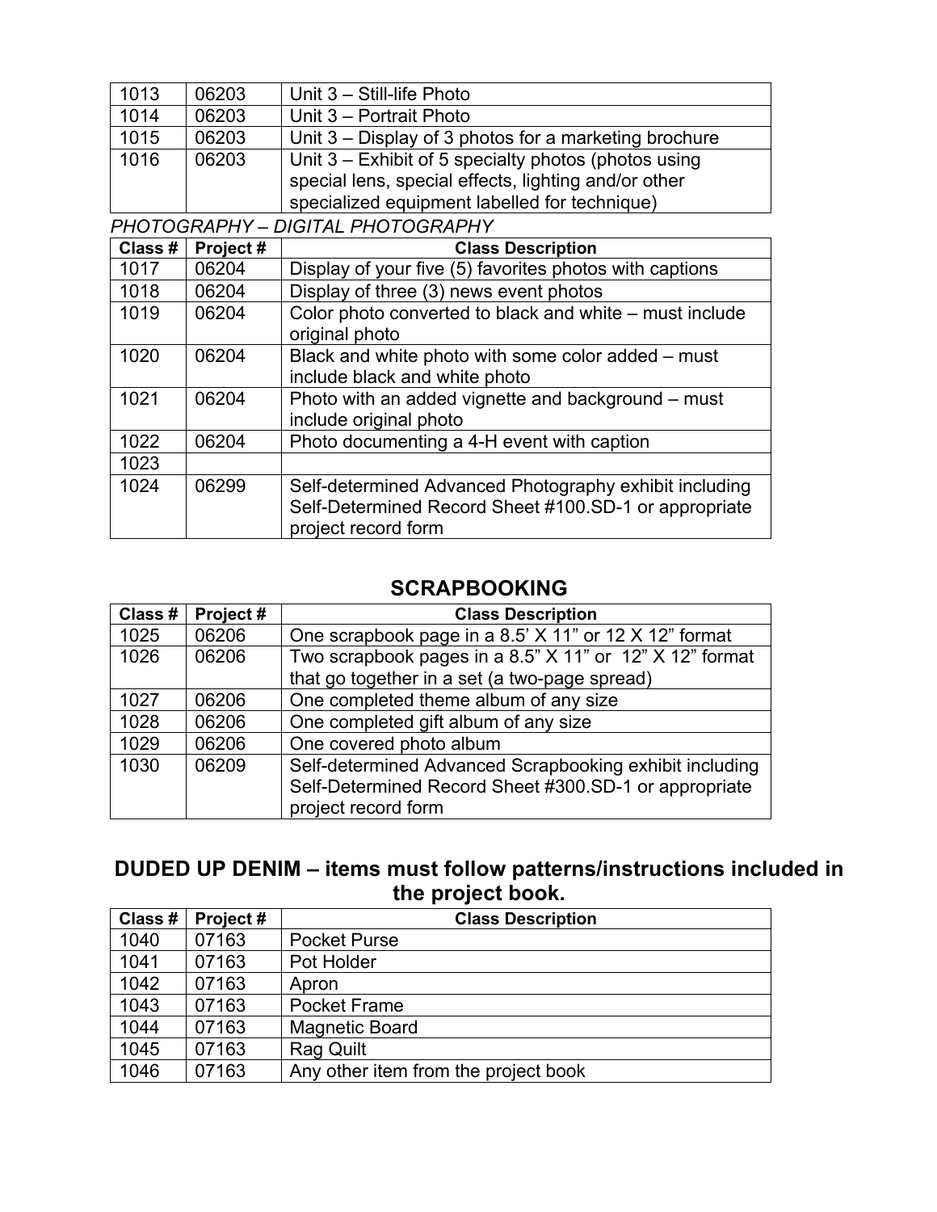| | | |
|---|---|---|
| 1013 | 06203 | Unit 3 – Still-life Photo |
| 1014 | 06203 | Unit 3 – Portrait Photo |
| 1015 | 06203 | Unit 3 – Display of 3 photos for a marketing brochure |
| 1016 | 06203 | Unit 3 – Exhibit of 5 specialty photos (photos using special lens, special effects, lighting and/or other specialized equipment labelled for technique) |

*PHOTOGRAPHY – DIGITAL PHOTOGRAPHY*

| Class # | Project # | Class Description |
|---|---|---|
| 1017 | 06204 | Display of your five (5) favorites photos with captions |
| 1018 | 06204 | Display of three (3) news event photos |
| 1019 | 06204 | Color photo converted to black and white – must include original photo |
| 1020 | 06204 | Black and white photo with some color added – must include black and white photo |
| 1021 | 06204 | Photo with an added vignette and background – must include original photo |
| 1022 | 06204 | Photo documenting a 4-H event with caption |
| 1023 | | |
| 1024 | 06299 | Self-determined Advanced Photography exhibit including Self-Determined Record Sheet #100.SD-1 or appropriate project record form |

## SCRAPBOOKING

| Class # | Project # | Class Description |
|---|---|---|
| 1025 | 06206 | One scrapbook page in a 8.5' X 11" or 12 X 12" format |
| 1026 | 06206 | Two scrapbook pages in a 8.5" X 11" or 12" X 12" format that go together in a set (a two-page spread) |
| 1027 | 06206 | One completed theme album of any size |
| 1028 | 06206 | One completed gift album of any size |
| 1029 | 06206 | One covered photo album |
| 1030 | 06209 | Self-determined Advanced Scrapbooking exhibit including Self-Determined Record Sheet #300.SD-1 or appropriate project record form |

## DUDED UP DENIM – items must follow patterns/instructions included in the project book.

| Class # | Project # | Class Description |
|---|---|---|
| 1040 | 07163 | Pocket Purse |
| 1041 | 07163 | Pot Holder |
| 1042 | 07163 | Apron |
| 1043 | 07163 | Pocket Frame |
| 1044 | 07163 | Magnetic Board |
| 1045 | 07163 | Rag Quilt |
| 1046 | 07163 | Any other item from the project book |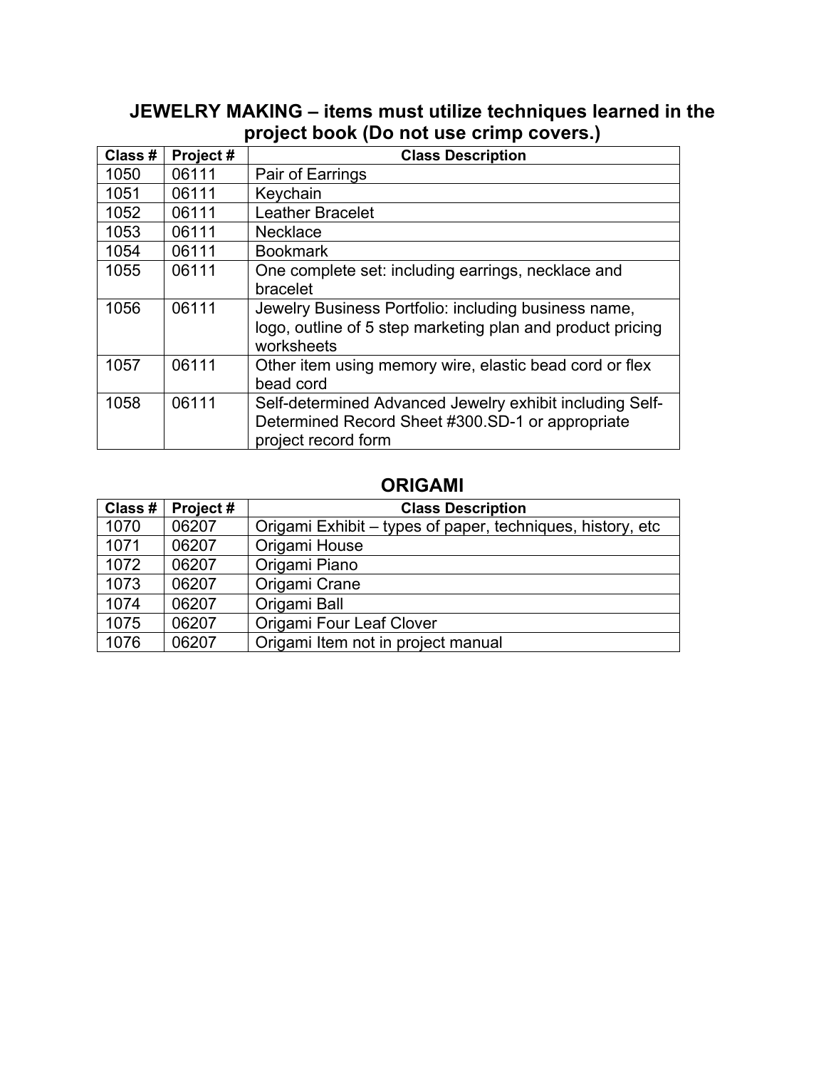## JEWELRY MAKING – items must utilize techniques learned in the project book (Do not use crimp covers.)

| Class # | Project # | Class Description |
|---|---|---|
| 1050 | 06111 | Pair of Earrings |
| 1051 | 06111 | Keychain |
| 1052 | 06111 | Leather Bracelet |
| 1053 | 06111 | Necklace |
| 1054 | 06111 | Bookmark |
| 1055 | 06111 | One complete set: including earrings, necklace and bracelet |
| 1056 | 06111 | Jewelry Business Portfolio: including business name, logo, outline of 5 step marketing plan and product pricing worksheets |
| 1057 | 06111 | Other item using memory wire, elastic bead cord or flex bead cord |
| 1058 | 06111 | Self-determined Advanced Jewelry exhibit including Self-Determined Record Sheet #300.SD-1 or appropriate project record form |

## ORIGAMI

| Class # | Project # | Class Description |
|---|---|---|
| 1070 | 06207 | Origami Exhibit – types of paper, techniques, history, etc |
| 1071 | 06207 | Origami House |
| 1072 | 06207 | Origami Piano |
| 1073 | 06207 | Origami Crane |
| 1074 | 06207 | Origami Ball |
| 1075 | 06207 | Origami Four Leaf Clover |
| 1076 | 06207 | Origami Item not in project manual |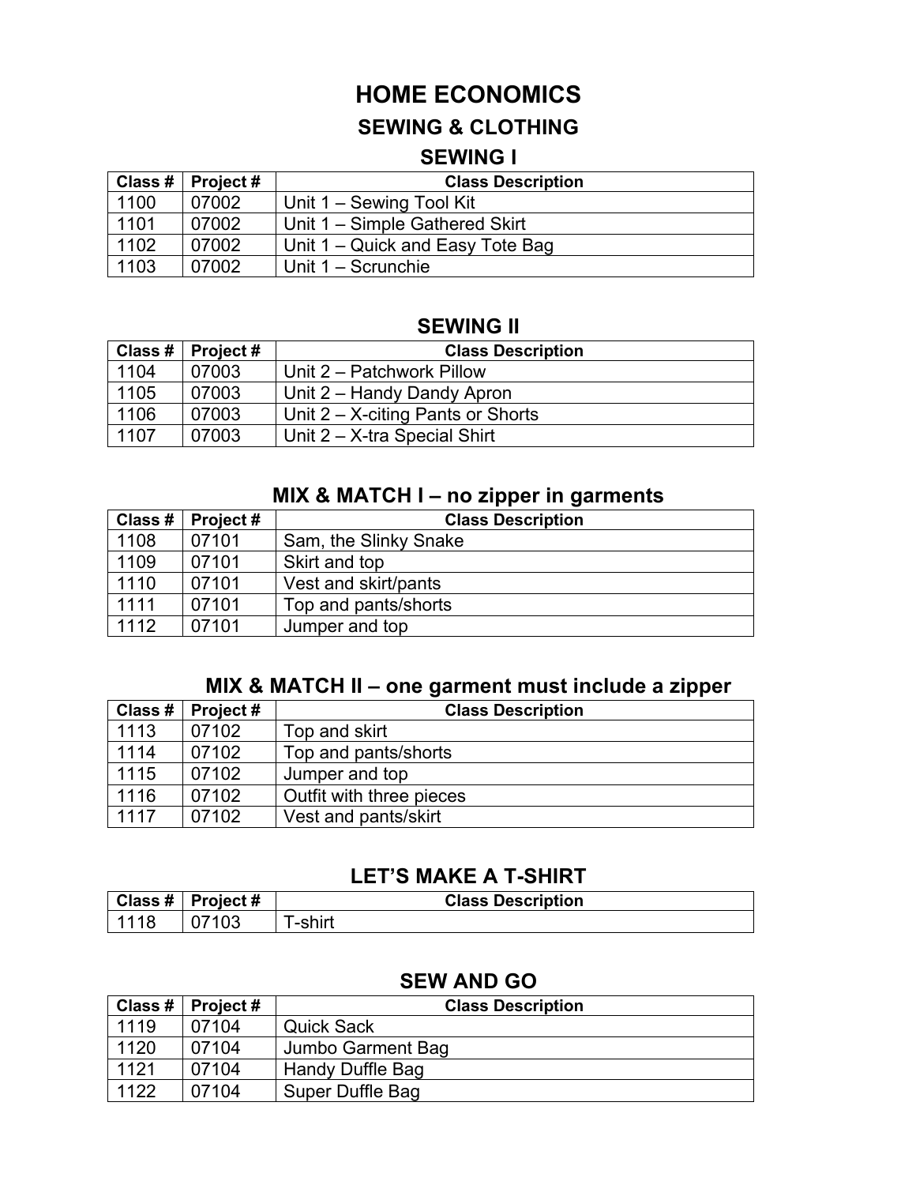# HOME ECONOMICS

## SEWING & CLOTHING

### SEWING I

| Class # | Project # | Class Description |
|---|---|---|
| 1100 | 07002 | Unit 1 – Sewing Tool Kit |
| 1101 | 07002 | Unit 1 – Simple Gathered Skirt |
| 1102 | 07002 | Unit 1 – Quick and Easy Tote Bag |
| 1103 | 07002 | Unit 1 – Scrunchie |

### SEWING II

| Class # | Project # | Class Description |
|---|---|---|
| 1104 | 07003 | Unit 2 – Patchwork Pillow |
| 1105 | 07003 | Unit 2 – Handy Dandy Apron |
| 1106 | 07003 | Unit 2 – X-citing Pants or Shorts |
| 1107 | 07003 | Unit 2 – X-tra Special Shirt |

### MIX & MATCH I – no zipper in garments

| Class # | Project # | Class Description |
|---|---|---|
| 1108 | 07101 | Sam, the Slinky Snake |
| 1109 | 07101 | Skirt and top |
| 1110 | 07101 | Vest and skirt/pants |
| 1111 | 07101 | Top and pants/shorts |
| 1112 | 07101 | Jumper and top |

### MIX & MATCH II – one garment must include a zipper

| Class # | Project # | Class Description |
|---|---|---|
| 1113 | 07102 | Top and skirt |
| 1114 | 07102 | Top and pants/shorts |
| 1115 | 07102 | Jumper and top |
| 1116 | 07102 | Outfit with three pieces |
| 1117 | 07102 | Vest and pants/skirt |

### LET'S MAKE A T-SHIRT

| Class # | Project # | Class Description |
|---|---|---|
| 1118 | 07103 | T-shirt |

### SEW AND GO

| Class # | Project # | Class Description |
|---|---|---|
| 1119 | 07104 | Quick Sack |
| 1120 | 07104 | Jumbo Garment Bag |
| 1121 | 07104 | Handy Duffle Bag |
| 1122 | 07104 | Super Duffle Bag |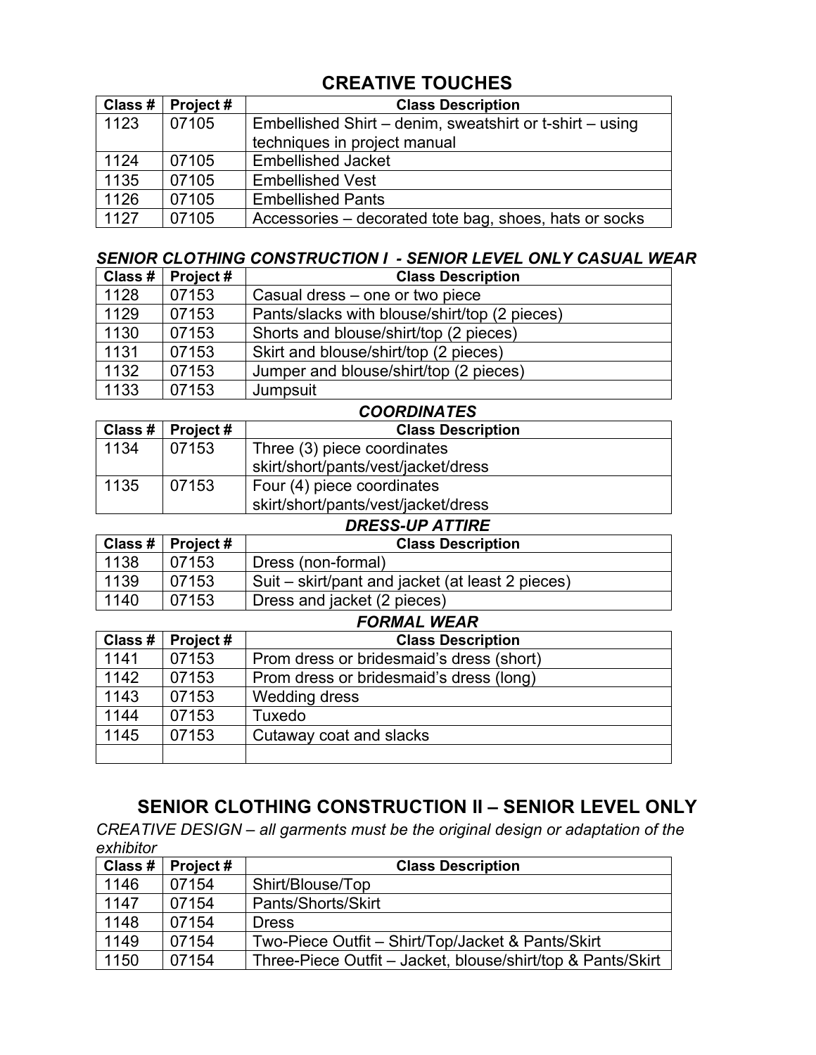## CREATIVE TOUCHES

| Class # | Project # | Class Description |
|---|---|---|
| 1123 | 07105 | Embellished Shirt – denim, sweatshirt or t-shirt – using techniques in project manual |
| 1124 | 07105 | Embellished Jacket |
| 1135 | 07105 | Embellished Vest |
| 1126 | 07105 | Embellished Pants |
| 1127 | 07105 | Accessories – decorated tote bag, shoes, hats or socks |

### *SENIOR CLOTHING CONSTRUCTION I - SENIOR LEVEL ONLY CASUAL WEAR*

| Class # | Project # | Class Description |
|---|---|---|
| 1128 | 07153 | Casual dress – one or two piece |
| 1129 | 07153 | Pants/slacks with blouse/shirt/top (2 pieces) |
| 1130 | 07153 | Shorts and blouse/shirt/top (2 pieces) |
| 1131 | 07153 | Skirt and blouse/shirt/top (2 pieces) |
| 1132 | 07153 | Jumper and blouse/shirt/top (2 pieces) |
| 1133 | 07153 | Jumpsuit |

### *COORDINATES*

| Class # | Project # | Class Description |
|---|---|---|
| 1134 | 07153 | Three (3) piece coordinates skirt/short/pants/vest/jacket/dress |
| 1135 | 07153 | Four (4) piece coordinates skirt/short/pants/vest/jacket/dress |

### *DRESS-UP ATTIRE*

| Class # | Project # | Class Description |
|---|---|---|
| 1138 | 07153 | Dress (non-formal) |
| 1139 | 07153 | Suit – skirt/pant and jacket (at least 2 pieces) |
| 1140 | 07153 | Dress and jacket (2 pieces) |

### *FORMAL WEAR*

| Class # | Project # | Class Description |
|---|---|---|
| 1141 | 07153 | Prom dress or bridesmaid's dress (short) |
| 1142 | 07153 | Prom dress or bridesmaid's dress (long) |
| 1143 | 07153 | Wedding dress |
| 1144 | 07153 | Tuxedo |
| 1145 | 07153 | Cutaway coat and slacks |
| | | |

## SENIOR CLOTHING CONSTRUCTION II – SENIOR LEVEL ONLY

*CREATIVE DESIGN – all garments must be the original design or adaptation of the exhibitor*

| Class # | Project # | Class Description |
|---|---|---|
| 1146 | 07154 | Shirt/Blouse/Top |
| 1147 | 07154 | Pants/Shorts/Skirt |
| 1148 | 07154 | Dress |
| 1149 | 07154 | Two-Piece Outfit – Shirt/Top/Jacket & Pants/Skirt |
| 1150 | 07154 | Three-Piece Outfit – Jacket, blouse/shirt/top & Pants/Skirt |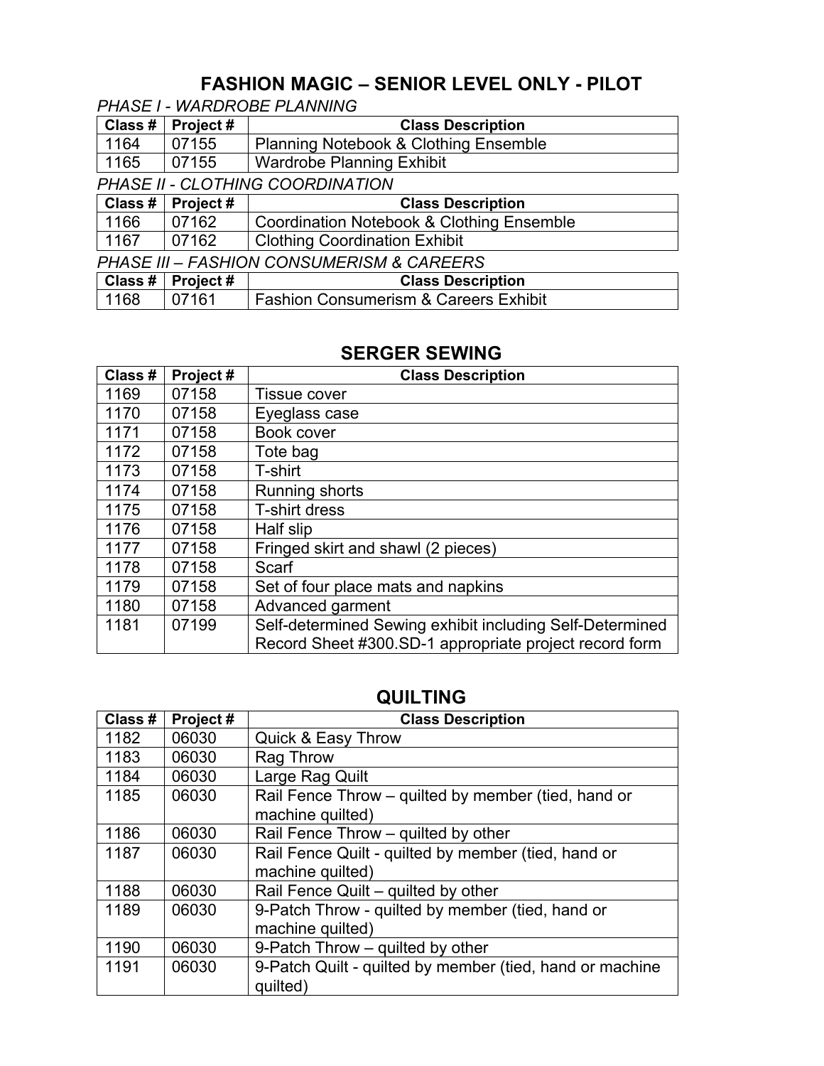# FASHION MAGIC – SENIOR LEVEL ONLY - PILOT

*PHASE I - WARDROBE PLANNING*

| Class # | Project # | Class Description |
|---|---|---|
| 1164 | 07155 | Planning Notebook & Clothing Ensemble |
| 1165 | 07155 | Wardrobe Planning Exhibit |

*PHASE II - CLOTHING COORDINATION*

| Class # | Project # | Class Description |
|---|---|---|
| 1166 | 07162 | Coordination Notebook & Clothing Ensemble |
| 1167 | 07162 | Clothing Coordination Exhibit |

*PHASE III – FASHION CONSUMERISM & CAREERS*

| Class # | Project # | Class Description |
|---|---|---|
| 1168 | 07161 | Fashion Consumerism & Careers Exhibit |

## SERGER SEWING

| Class # | Project # | Class Description |
|---|---|---|
| 1169 | 07158 | Tissue cover |
| 1170 | 07158 | Eyeglass case |
| 1171 | 07158 | Book cover |
| 1172 | 07158 | Tote bag |
| 1173 | 07158 | T-shirt |
| 1174 | 07158 | Running shorts |
| 1175 | 07158 | T-shirt dress |
| 1176 | 07158 | Half slip |
| 1177 | 07158 | Fringed skirt and shawl (2 pieces) |
| 1178 | 07158 | Scarf |
| 1179 | 07158 | Set of four place mats and napkins |
| 1180 | 07158 | Advanced garment |
| 1181 | 07199 | Self-determined Sewing exhibit including Self-Determined Record Sheet #300.SD-1 appropriate project record form |

## QUILTING

| Class # | Project # | Class Description |
|---|---|---|
| 1182 | 06030 | Quick & Easy Throw |
| 1183 | 06030 | Rag Throw |
| 1184 | 06030 | Large Rag Quilt |
| 1185 | 06030 | Rail Fence Throw – quilted by member (tied, hand or machine quilted) |
| 1186 | 06030 | Rail Fence Throw – quilted by other |
| 1187 | 06030 | Rail Fence Quilt - quilted by member (tied, hand or machine quilted) |
| 1188 | 06030 | Rail Fence Quilt – quilted by other |
| 1189 | 06030 | 9-Patch Throw - quilted by member (tied, hand or machine quilted) |
| 1190 | 06030 | 9-Patch Throw – quilted by other |
| 1191 | 06030 | 9-Patch Quilt - quilted by member (tied, hand or machine quilted) |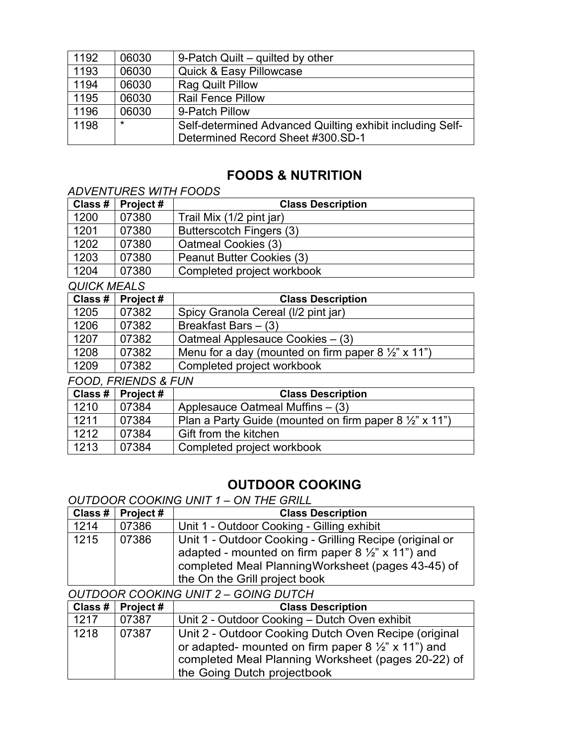| | | |
|---|---|---|
| 1192 | 06030 | 9-Patch Quilt – quilted by other |
| 1193 | 06030 | Quick & Easy Pillowcase |
| 1194 | 06030 | Rag Quilt Pillow |
| 1195 | 06030 | Rail Fence Pillow |
| 1196 | 06030 | 9-Patch Pillow |
| 1198 | * | Self-determined Advanced Quilting exhibit including Self-Determined Record Sheet #300.SD-1 |

## FOODS & NUTRITION

*ADVENTURES WITH FOODS*

| Class # | Project # | Class Description |
|---|---|---|
| 1200 | 07380 | Trail Mix (1/2 pint jar) |
| 1201 | 07380 | Butterscotch Fingers (3) |
| 1202 | 07380 | Oatmeal Cookies (3) |
| 1203 | 07380 | Peanut Butter Cookies (3) |
| 1204 | 07380 | Completed project workbook |

*QUICK MEALS*

| Class # | Project # | Class Description |
|---|---|---|
| 1205 | 07382 | Spicy Granola Cereal (l/2 pint jar) |
| 1206 | 07382 | Breakfast Bars – (3) |
| 1207 | 07382 | Oatmeal Applesauce Cookies – (3) |
| 1208 | 07382 | Menu for a day (mounted on firm paper 8 ½" x 11") |
| 1209 | 07382 | Completed project workbook |

*FOOD, FRIENDS & FUN*

| Class # | Project # | Class Description |
|---|---|---|
| 1210 | 07384 | Applesauce Oatmeal Muffins – (3) |
| 1211 | 07384 | Plan a Party Guide (mounted on firm paper 8 ½" x 11") |
| 1212 | 07384 | Gift from the kitchen |
| 1213 | 07384 | Completed project workbook |

## OUTDOOR COOKING

*OUTDOOR COOKING UNIT 1 – ON THE GRILL*

| Class # | Project # | Class Description |
|---|---|---|
| 1214 | 07386 | Unit 1 - Outdoor Cooking - Gilling exhibit |
| 1215 | 07386 | Unit 1 - Outdoor Cooking - Grilling Recipe (original or adapted - mounted on firm paper 8 ½" x 11") and completed Meal PlanningWorksheet (pages 43-45) of the On the Grill project book |

*OUTDOOR COOKING UNIT 2 – GOING DUTCH*

| Class # | Project # | Class Description |
|---|---|---|
| 1217 | 07387 | Unit 2 - Outdoor Cooking – Dutch Oven exhibit |
| 1218 | 07387 | Unit 2 - Outdoor Cooking Dutch Oven Recipe (original or adapted- mounted on firm paper 8 ½" x 11") and completed Meal Planning Worksheet (pages 20-22) of the Going Dutch projectbook |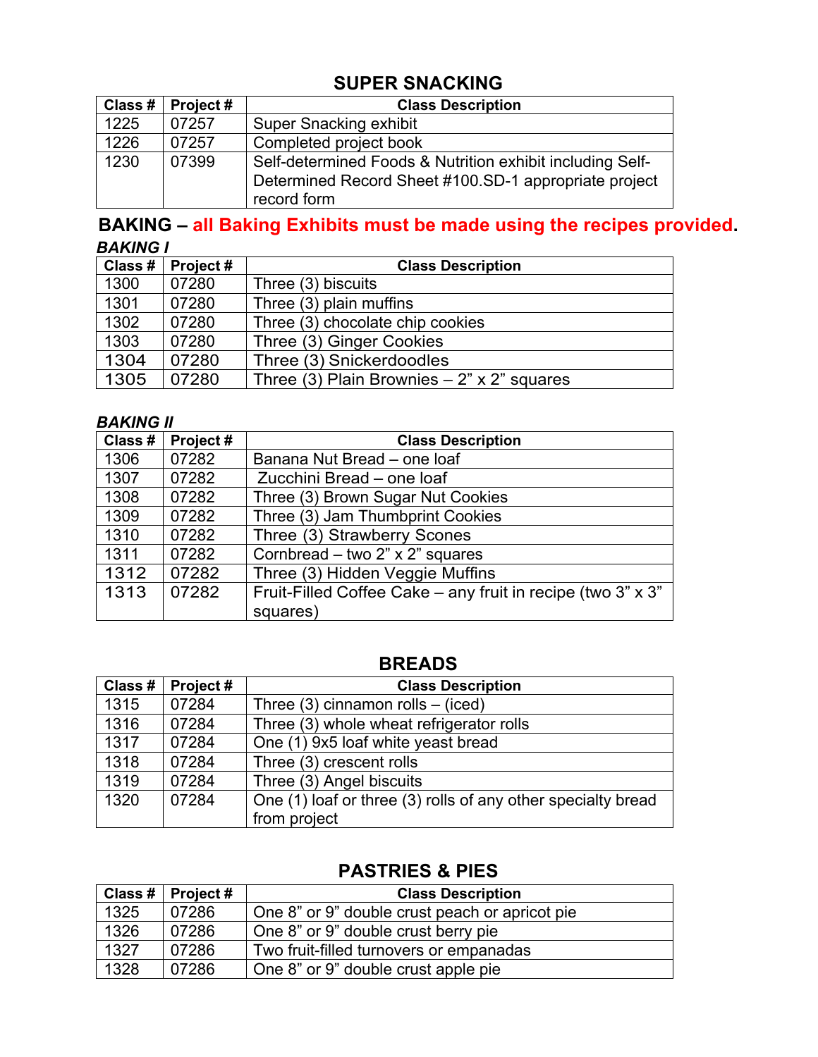## SUPER SNACKING

| Class # | Project # | Class Description |
|---|---|---|
| 1225 | 07257 | Super Snacking exhibit |
| 1226 | 07257 | Completed project book |
| 1230 | 07399 | Self-determined Foods & Nutrition exhibit including Self-Determined Record Sheet #100.SD-1 appropriate project record form |

## BAKING – all Baking Exhibits must be made using the recipes provided.

### *BAKING I*

| Class # | Project # | Class Description |
|---|---|---|
| 1300 | 07280 | Three (3) biscuits |
| 1301 | 07280 | Three (3) plain muffins |
| 1302 | 07280 | Three (3) chocolate chip cookies |
| 1303 | 07280 | Three (3) Ginger Cookies |
| 1304 | 07280 | Three (3) Snickerdoodles |
| 1305 | 07280 | Three (3) Plain Brownies – 2" x 2" squares |

### *BAKING II*

| Class # | Project # | Class Description |
|---|---|---|
| 1306 | 07282 | Banana Nut Bread – one loaf |
| 1307 | 07282 | Zucchini Bread – one loaf |
| 1308 | 07282 | Three (3) Brown Sugar Nut Cookies |
| 1309 | 07282 | Three (3) Jam Thumbprint Cookies |
| 1310 | 07282 | Three (3) Strawberry Scones |
| 1311 | 07282 | Cornbread – two 2" x 2" squares |
| 1312 | 07282 | Three (3) Hidden Veggie Muffins |
| 1313 | 07282 | Fruit-Filled Coffee Cake – any fruit in recipe (two 3" x 3" squares) |

## BREADS

| Class # | Project # | Class Description |
|---|---|---|
| 1315 | 07284 | Three (3) cinnamon rolls – (iced) |
| 1316 | 07284 | Three (3) whole wheat refrigerator rolls |
| 1317 | 07284 | One (1) 9x5 loaf white yeast bread |
| 1318 | 07284 | Three (3) crescent rolls |
| 1319 | 07284 | Three (3) Angel biscuits |
| 1320 | 07284 | One (1) loaf or three (3) rolls of any other specialty bread from project |

## PASTRIES & PIES

| Class # | Project # | Class Description |
|---|---|---|
| 1325 | 07286 | One 8" or 9" double crust peach or apricot pie |
| 1326 | 07286 | One 8" or 9" double crust berry pie |
| 1327 | 07286 | Two fruit-filled turnovers or empanadas |
| 1328 | 07286 | One 8" or 9" double crust apple pie |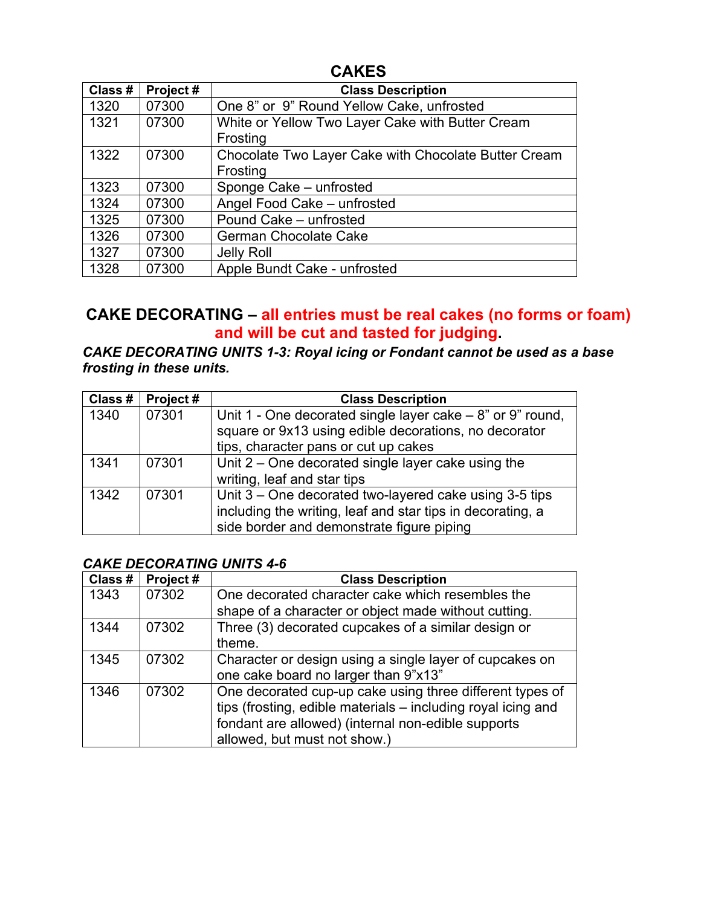## CAKES

| Class # | Project # | Class Description |
|---|---|---|
| 1320 | 07300 | One 8" or 9" Round Yellow Cake, unfrosted |
| 1321 | 07300 | White or Yellow Two Layer Cake with Butter Cream Frosting |
| 1322 | 07300 | Chocolate Two Layer Cake with Chocolate Butter Cream Frosting |
| 1323 | 07300 | Sponge Cake – unfrosted |
| 1324 | 07300 | Angel Food Cake – unfrosted |
| 1325 | 07300 | Pound Cake – unfrosted |
| 1326 | 07300 | German Chocolate Cake |
| 1327 | 07300 | Jelly Roll |
| 1328 | 07300 | Apple Bundt Cake - unfrosted |

## CAKE DECORATING – all entries must be real cakes (no forms or foam) and will be cut and tasted for judging.

***CAKE DECORATING UNITS 1-3: Royal icing or Fondant cannot be used as a base frosting in these units.***

| Class # | Project # | Class Description |
|---|---|---|
| 1340 | 07301 | Unit 1 - One decorated single layer cake – 8" or 9" round, square or 9x13 using edible decorations, no decorator tips, character pans or cut up cakes |
| 1341 | 07301 | Unit 2 – One decorated single layer cake using the writing, leaf and star tips |
| 1342 | 07301 | Unit 3 – One decorated two-layered cake using 3-5 tips including the writing, leaf and star tips in decorating, a side border and demonstrate figure piping |

***CAKE DECORATING UNITS 4-6***

| Class # | Project # | Class Description |
|---|---|---|
| 1343 | 07302 | One decorated character cake which resembles the shape of a character or object made without cutting. |
| 1344 | 07302 | Three (3) decorated cupcakes of a similar design or theme. |
| 1345 | 07302 | Character or design using a single layer of cupcakes on one cake board no larger than 9"x13" |
| 1346 | 07302 | One decorated cup-up cake using three different types of tips (frosting, edible materials – including royal icing and fondant are allowed) (internal non-edible supports allowed, but must not show.) |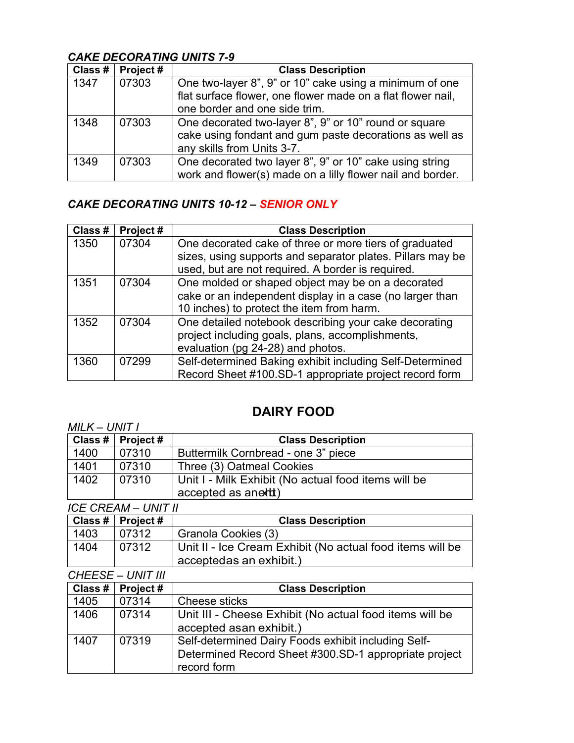### *CAKE DECORATING UNITS 7-9*

| Class # | Project # | Class Description |
|---|---|---|
| 1347 | 07303 | One two-layer 8", 9" or 10" cake using a minimum of one flat surface flower, one flower made on a flat flower nail, one border and one side trim. |
| 1348 | 07303 | One decorated two-layer 8", 9" or 10" round or square cake using fondant and gum paste decorations as well as any skills from Units 3-7. |
| 1349 | 07303 | One decorated two layer 8", 9" or 10" cake using string work and flower(s) made on a lilly flower nail and border. |

### *CAKE DECORATING UNITS 10-12 – SENIOR ONLY*

| Class # | Project # | Class Description |
|---|---|---|
| 1350 | 07304 | One decorated cake of three or more tiers of graduated sizes, using supports and separator plates. Pillars may be used, but are not required. A border is required. |
| 1351 | 07304 | One molded or shaped object may be on a decorated cake or an independent display in a case (no larger than 10 inches) to protect the item from harm. |
| 1352 | 07304 | One detailed notebook describing your cake decorating project including goals, plans, accomplishments, evaluation (pg 24-28) and photos. |
| 1360 | 07299 | Self-determined Baking exhibit including Self-Determined Record Sheet #100.SD-1 appropriate project record form |

## DAIRY FOOD

*MILK – UNIT I*

| Class # | Project # | Class Description |
|---|---|---|
| 1400 | 07310 | Buttermilk Cornbread - one 3" piece |
| 1401 | 07310 | Three (3) Oatmeal Cookies |
| 1402 | 07310 | Unit I - Milk Exhibit (No actual food items will be accepted as anexhibit) |

*ICE CREAM – UNIT II*

| Class # | Project # | Class Description |
|---|---|---|
| 1403 | 07312 | Granola Cookies (3) |
| 1404 | 07312 | Unit II - Ice Cream Exhibit (No actual food items will be acceptedas an exhibit.) |

*CHEESE – UNIT III*

| Class # | Project # | Class Description |
|---|---|---|
| 1405 | 07314 | Cheese sticks |
| 1406 | 07314 | Unit III - Cheese Exhibit (No actual food items will be accepted asan exhibit.) |
| 1407 | 07319 | Self-determined Dairy Foods exhibit including Self-Determined Record Sheet #300.SD-1 appropriate project record form |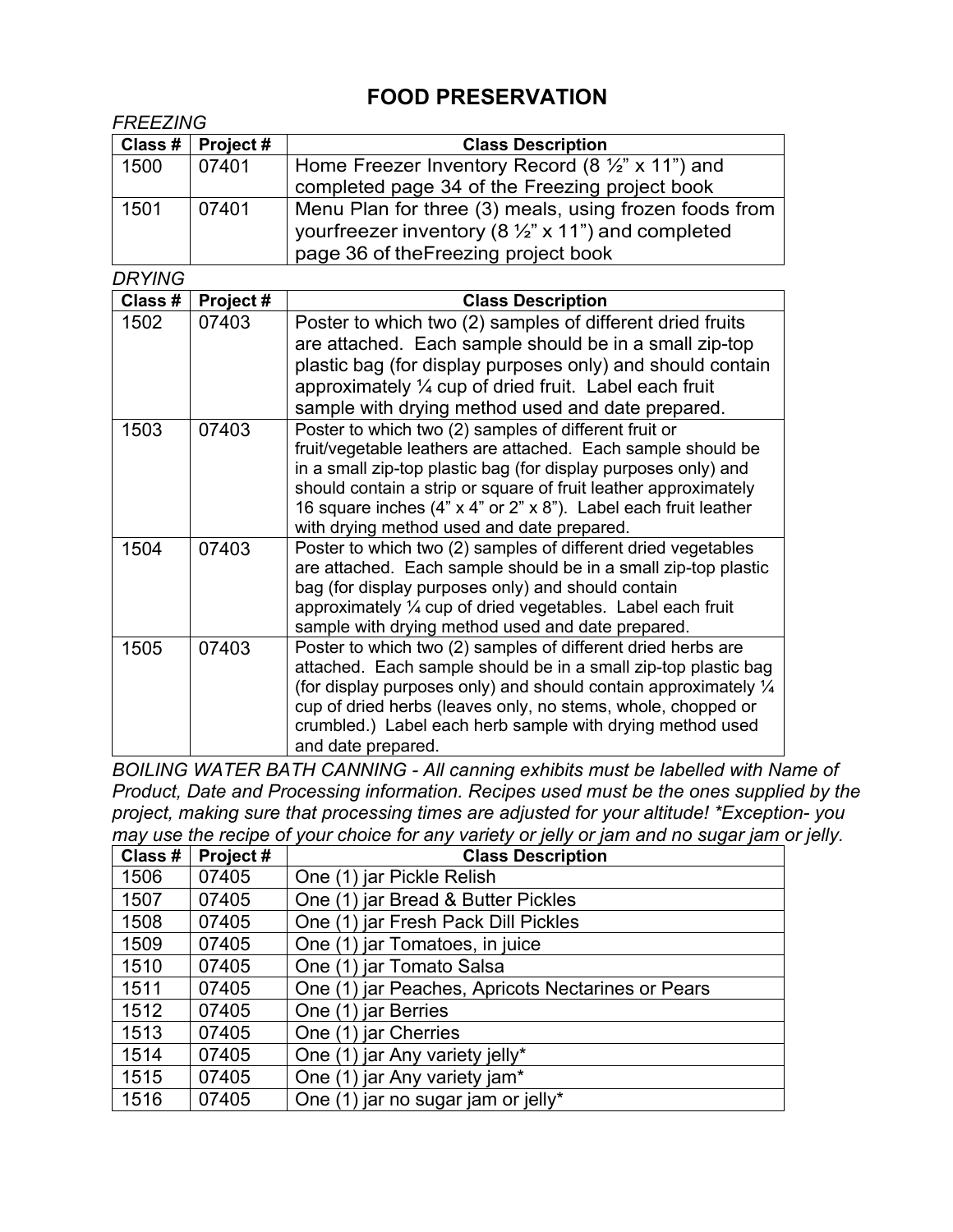# FOOD PRESERVATION

*FREEZING*

| Class # | Project # | Class Description |
|---|---|---|
| 1500 | 07401 | Home Freezer Inventory Record (8 ½" x 11") and completed page 34 of the Freezing project book |
| 1501 | 07401 | Menu Plan for three (3) meals, using frozen foods from yourfreezer inventory (8 ½" x 11") and completed page 36 of theFreezing project book |

*DRYING*

| Class # | Project # | Class Description |
|---|---|---|
| 1502 | 07403 | Poster to which two (2) samples of different dried fruits are attached. Each sample should be in a small zip-top plastic bag (for display purposes only) and should contain approximately ¼ cup of dried fruit. Label each fruit sample with drying method used and date prepared. |
| 1503 | 07403 | Poster to which two (2) samples of different fruit or fruit/vegetable leathers are attached. Each sample should be in a small zip-top plastic bag (for display purposes only) and should contain a strip or square of fruit leather approximately 16 square inches (4" x 4" or 2" x 8"). Label each fruit leather with drying method used and date prepared. |
| 1504 | 07403 | Poster to which two (2) samples of different dried vegetables are attached. Each sample should be in a small zip-top plastic bag (for display purposes only) and should contain approximately ¼ cup of dried vegetables. Label each fruit sample with drying method used and date prepared. |
| 1505 | 07403 | Poster to which two (2) samples of different dried herbs are attached. Each sample should be in a small zip-top plastic bag (for display purposes only) and should contain approximately ¼ cup of dried herbs (leaves only, no stems, whole, chopped or crumbled.) Label each herb sample with drying method used and date prepared. |

*BOILING WATER BATH CANNING - All canning exhibits must be labelled with Name of Product, Date and Processing information. Recipes used must be the ones supplied by the project, making sure that processing times are adjusted for your altitude! *Exception- you may use the recipe of your choice for any variety or jelly or jam and no sugar jam or jelly.*

| Class # | Project # | Class Description |
|---|---|---|
| 1506 | 07405 | One (1) jar Pickle Relish |
| 1507 | 07405 | One (1) jar Bread & Butter Pickles |
| 1508 | 07405 | One (1) jar Fresh Pack Dill Pickles |
| 1509 | 07405 | One (1) jar Tomatoes, in juice |
| 1510 | 07405 | One (1) jar Tomato Salsa |
| 1511 | 07405 | One (1) jar Peaches, Apricots Nectarines or Pears |
| 1512 | 07405 | One (1) jar Berries |
| 1513 | 07405 | One (1) jar Cherries |
| 1514 | 07405 | One (1) jar Any variety jelly* |
| 1515 | 07405 | One (1) jar Any variety jam* |
| 1516 | 07405 | One (1) jar no sugar jam or jelly* |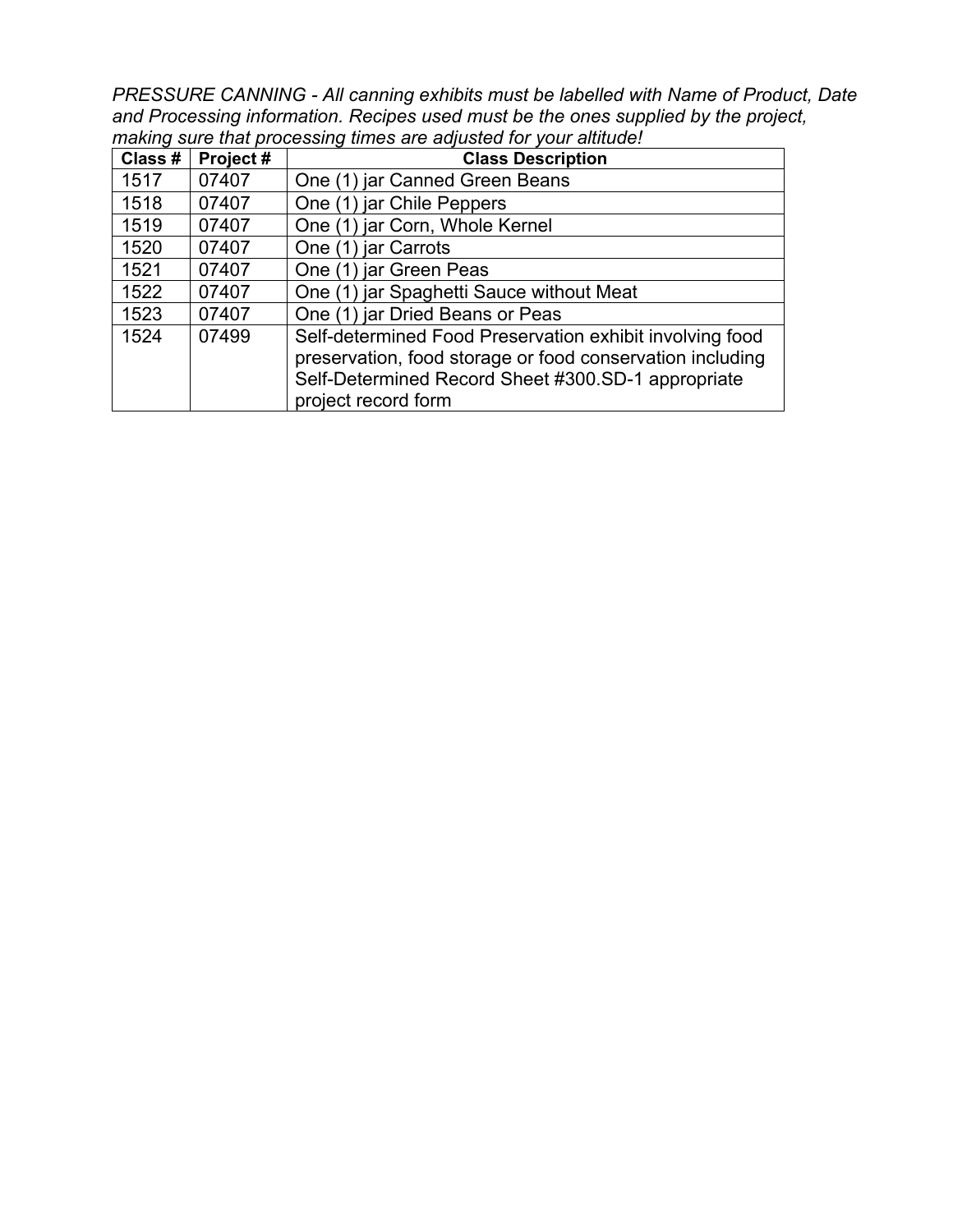*PRESSURE CANNING - All canning exhibits must be labelled with Name of Product, Date and Processing information. Recipes used must be the ones supplied by the project, making sure that processing times are adjusted for your altitude!*

| Class # | Project # | Class Description |
|---|---|---|
| 1517 | 07407 | One (1) jar Canned Green Beans |
| 1518 | 07407 | One (1) jar Chile Peppers |
| 1519 | 07407 | One (1) jar Corn, Whole Kernel |
| 1520 | 07407 | One (1) jar Carrots |
| 1521 | 07407 | One (1) jar Green Peas |
| 1522 | 07407 | One (1) jar Spaghetti Sauce without Meat |
| 1523 | 07407 | One (1) jar Dried Beans or Peas |
| 1524 | 07499 | Self-determined Food Preservation exhibit involving food preservation, food storage or food conservation including Self-Determined Record Sheet #300.SD-1 appropriate project record form |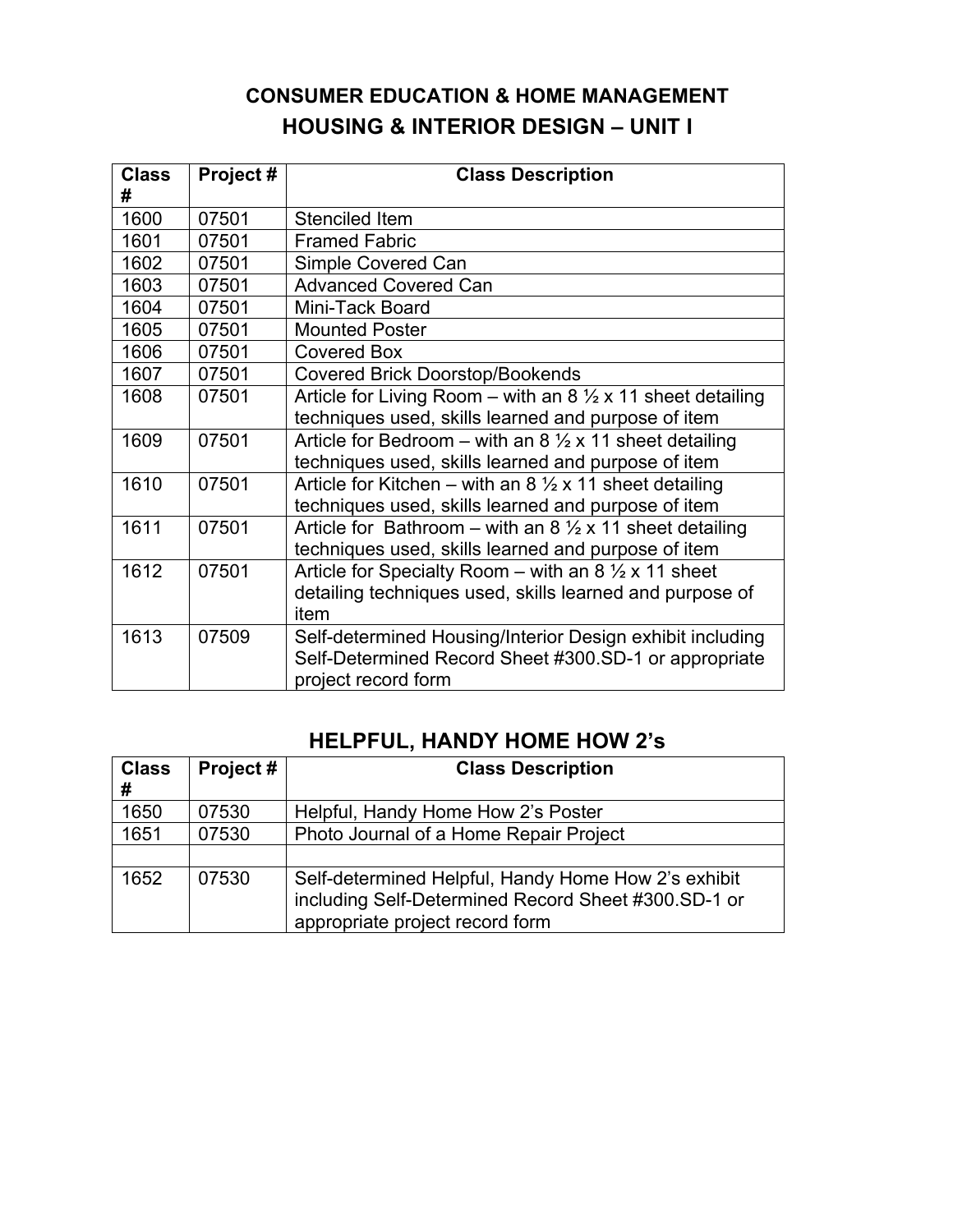## CONSUMER EDUCATION & HOME MANAGEMENT

## HOUSING & INTERIOR DESIGN – UNIT I

| Class # | Project # | Class Description |
|---|---|---|
| 1600 | 07501 | Stenciled Item |
| 1601 | 07501 | Framed Fabric |
| 1602 | 07501 | Simple Covered Can |
| 1603 | 07501 | Advanced Covered Can |
| 1604 | 07501 | Mini-Tack Board |
| 1605 | 07501 | Mounted Poster |
| 1606 | 07501 | Covered Box |
| 1607 | 07501 | Covered Brick Doorstop/Bookends |
| 1608 | 07501 | Article for Living Room – with an 8 ½ x 11 sheet detailing techniques used, skills learned and purpose of item |
| 1609 | 07501 | Article for Bedroom – with an 8 ½ x 11 sheet detailing techniques used, skills learned and purpose of item |
| 1610 | 07501 | Article for Kitchen – with an 8 ½ x 11 sheet detailing techniques used, skills learned and purpose of item |
| 1611 | 07501 | Article for Bathroom – with an 8 ½ x 11 sheet detailing techniques used, skills learned and purpose of item |
| 1612 | 07501 | Article for Specialty Room – with an 8 ½ x 11 sheet detailing techniques used, skills learned and purpose of item |
| 1613 | 07509 | Self-determined Housing/Interior Design exhibit including Self-Determined Record Sheet #300.SD-1 or appropriate project record form |

## HELPFUL, HANDY HOME HOW 2's

| Class # | Project # | Class Description |
|---|---|---|
| 1650 | 07530 | Helpful, Handy Home How 2's Poster |
| 1651 | 07530 | Photo Journal of a Home Repair Project |
| | | |
| 1652 | 07530 | Self-determined Helpful, Handy Home How 2's exhibit including Self-Determined Record Sheet #300.SD-1 or appropriate project record form |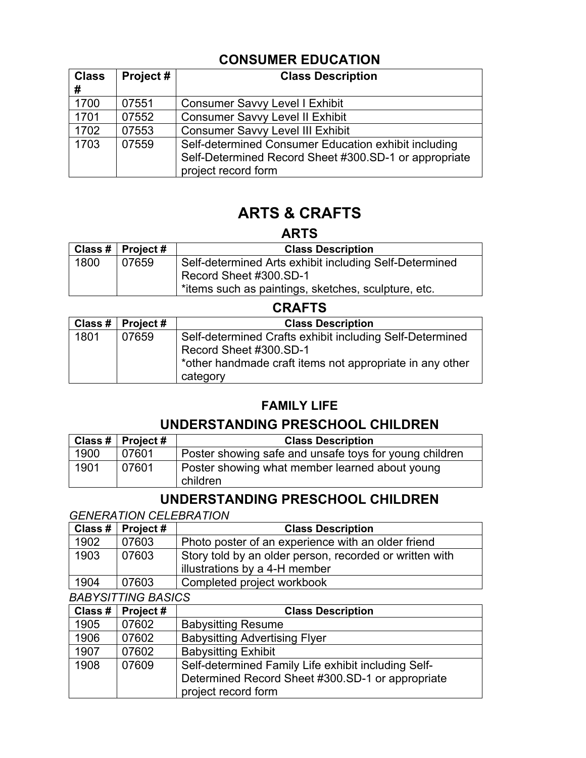## CONSUMER EDUCATION

| Class # | Project # | Class Description |
|---|---|---|
| 1700 | 07551 | Consumer Savvy Level I Exhibit |
| 1701 | 07552 | Consumer Savvy Level II Exhibit |
| 1702 | 07553 | Consumer Savvy Level III Exhibit |
| 1703 | 07559 | Self-determined Consumer Education exhibit including Self-Determined Record Sheet #300.SD-1 or appropriate project record form |

# ARTS & CRAFTS

## ARTS

| Class # | Project # | Class Description |
|---|---|---|
| 1800 | 07659 | Self-determined Arts exhibit including Self-Determined Record Sheet #300.SD-1 *items such as paintings, sketches, sculpture, etc. |

## CRAFTS

| Class # | Project # | Class Description |
|---|---|---|
| 1801 | 07659 | Self-determined Crafts exhibit including Self-Determined Record Sheet #300.SD-1 *other handmade craft items not appropriate in any other category |

### FAMILY LIFE

## UNDERSTANDING PRESCHOOL CHILDREN

| Class # | Project # | Class Description |
|---|---|---|
| 1900 | 07601 | Poster showing safe and unsafe toys for young children |
| 1901 | 07601 | Poster showing what member learned about young children |

## UNDERSTANDING PRESCHOOL CHILDREN

*GENERATION CELEBRATION*

| Class # | Project # | Class Description |
|---|---|---|
| 1902 | 07603 | Photo poster of an experience with an older friend |
| 1903 | 07603 | Story told by an older person, recorded or written with illustrations by a 4-H member |
| 1904 | 07603 | Completed project workbook |

*BABYSITTING BASICS*

| Class # | Project # | Class Description |
|---|---|---|
| 1905 | 07602 | Babysitting Resume |
| 1906 | 07602 | Babysitting Advertising Flyer |
| 1907 | 07602 | Babysitting Exhibit |
| 1908 | 07609 | Self-determined Family Life exhibit including Self-Determined Record Sheet #300.SD-1 or appropriate project record form |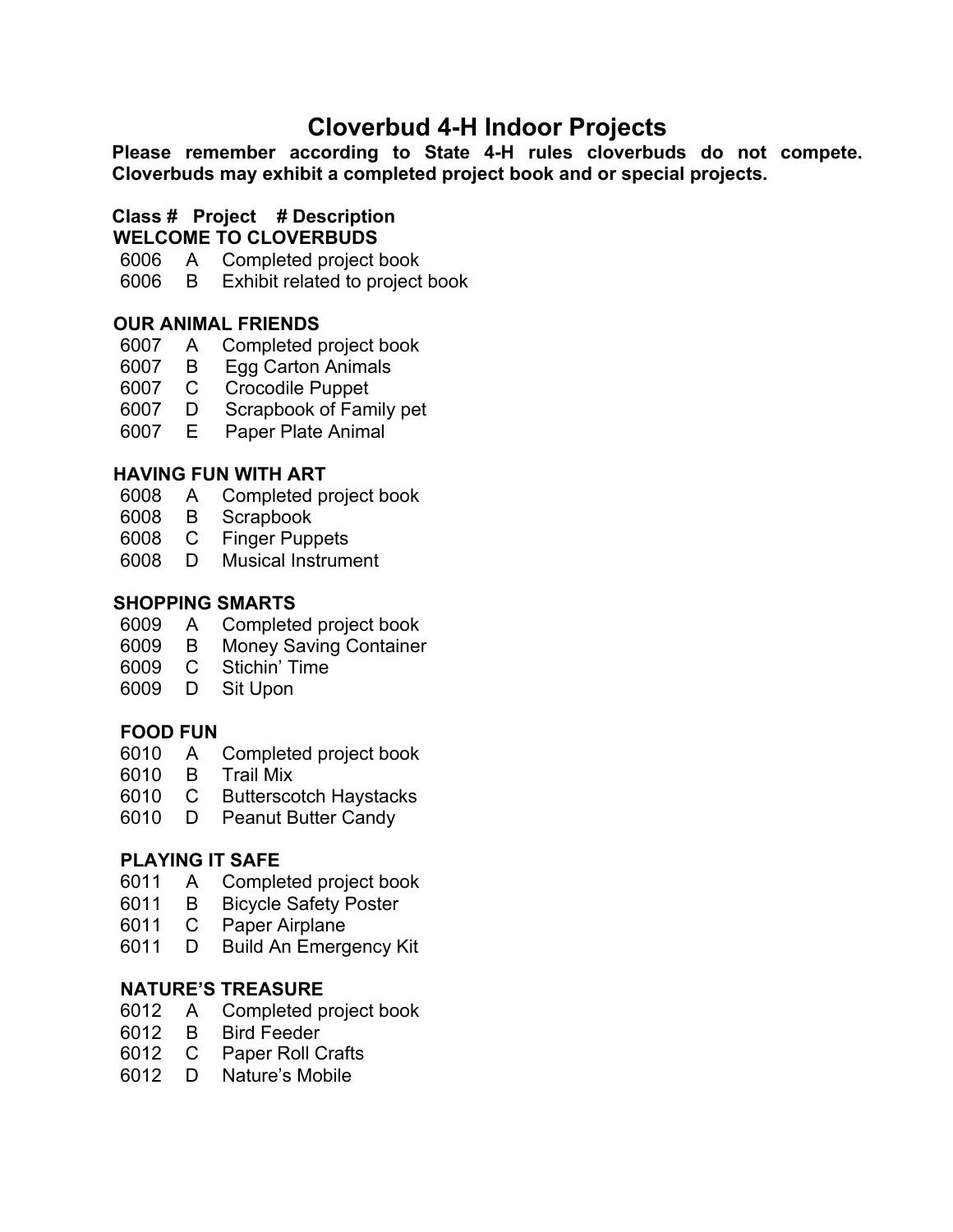# Cloverbud 4-H Indoor Projects

**Please remember according to State 4-H rules cloverbuds do not compete. Cloverbuds may exhibit a completed project book and or special projects.**

| Class # | Project # | Description |
|---|---|---|
| **WELCOME TO CLOVERBUDS** | | |
| 6006 | A | Completed project book |
| 6006 | B | Exhibit related to project book |
| **OUR ANIMAL FRIENDS** | | |
| 6007 | A | Completed project book |
| 6007 | B | Egg Carton Animals |
| 6007 | C | Crocodile Puppet |
| 6007 | D | Scrapbook of Family pet |
| 6007 | E | Paper Plate Animal |
| **HAVING FUN WITH ART** | | |
| 6008 | A | Completed project book |
| 6008 | B | Scrapbook |
| 6008 | C | Finger Puppets |
| 6008 | D | Musical Instrument |
| **SHOPPING SMARTS** | | |
| 6009 | A | Completed project book |
| 6009 | B | Money Saving Container |
| 6009 | C | Stichin' Time |
| 6009 | D | Sit Upon |
| **FOOD FUN** | | |
| 6010 | A | Completed project book |
| 6010 | B | Trail Mix |
| 6010 | C | Butterscotch Haystacks |
| 6010 | D | Peanut Butter Candy |
| **PLAYING IT SAFE** | | |
| 6011 | A | Completed project book |
| 6011 | B | Bicycle Safety Poster |
| 6011 | C | Paper Airplane |
| 6011 | D | Build An Emergency Kit |
| **NATURE'S TREASURE** | | |
| 6012 | A | Completed project book |
| 6012 | B | Bird Feeder |
| 6012 | C | Paper Roll Crafts |
| 6012 | D | Nature's Mobile |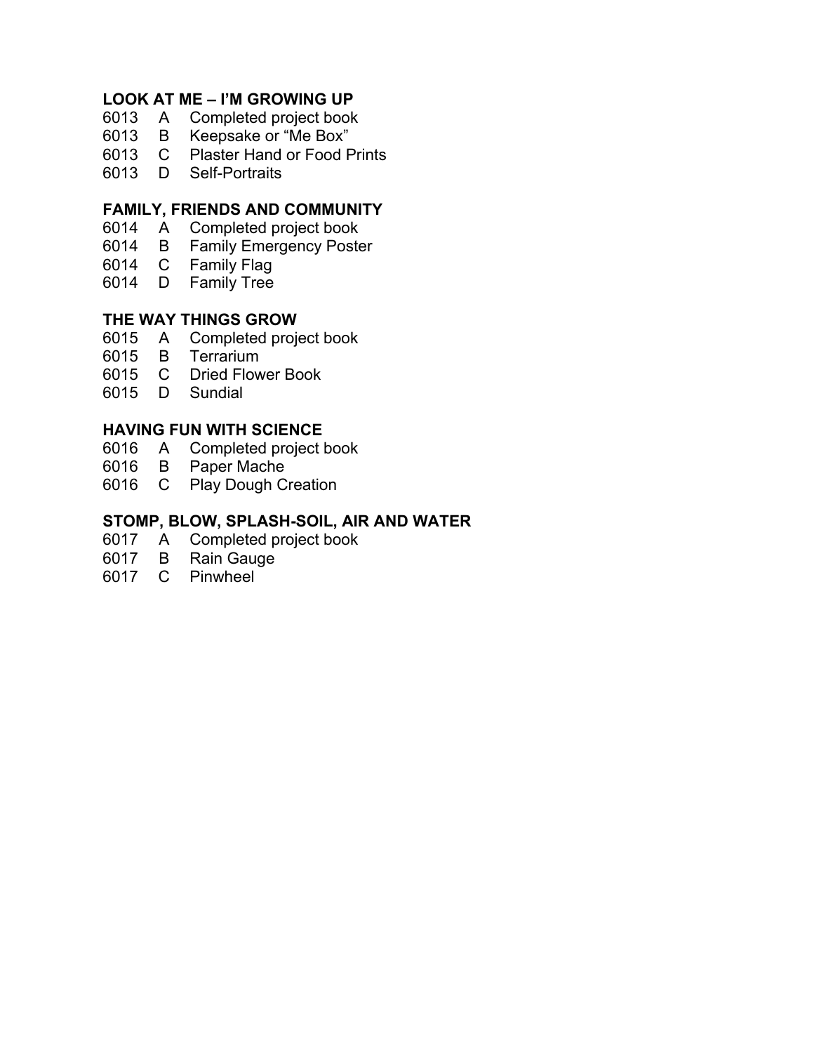### LOOK AT ME – I'M GROWING UP

6013 A Completed project book
6013 B Keepsake or "Me Box"
6013 C Plaster Hand or Food Prints
6013 D Self-Portraits

### FAMILY, FRIENDS AND COMMUNITY

6014 A Completed project book
6014 B Family Emergency Poster
6014 C Family Flag
6014 D Family Tree

### THE WAY THINGS GROW

6015 A Completed project book
6015 B Terrarium
6015 C Dried Flower Book
6015 D Sundial

### HAVING FUN WITH SCIENCE

6016 A Completed project book
6016 B Paper Mache
6016 C Play Dough Creation

### STOMP, BLOW, SPLASH-SOIL, AIR AND WATER

6017 A Completed project book
6017 B Rain Gauge
6017 C Pinwheel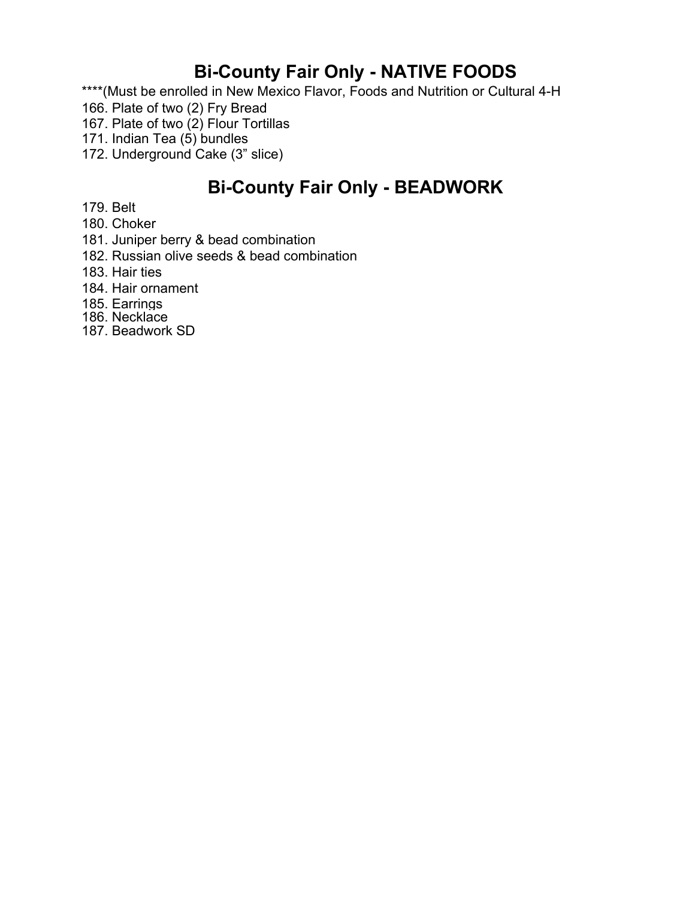## Bi-County Fair Only - NATIVE FOODS

****(Must be enrolled in New Mexico Flavor, Foods and Nutrition or Cultural 4-H

166. Plate of two (2) Fry Bread
167. Plate of two (2) Flour Tortillas
171. Indian Tea (5) bundles
172. Underground Cake (3” slice)

## Bi-County Fair Only - BEADWORK

179. Belt
180. Choker
181. Juniper berry & bead combination
182. Russian olive seeds & bead combination
183. Hair ties
184. Hair ornament
185. Earrings
186. Necklace
187. Beadwork SD